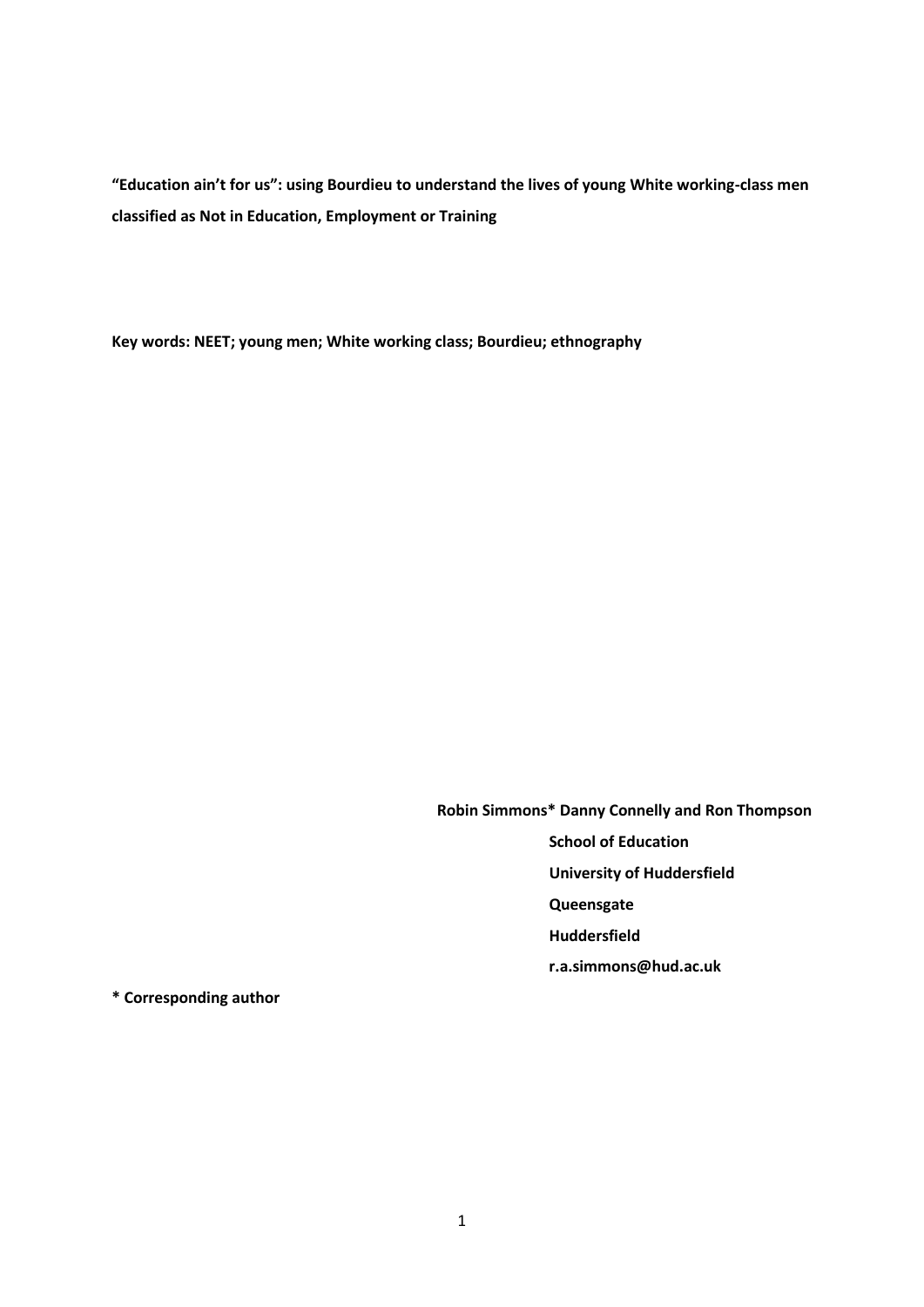**“Education ain’t for us”: using Bourdieu to understand the lives of young White working-class men classified as Not in Education, Employment or Training**

**Key words: NEET; young men; White working class; Bourdieu; ethnography**

**Robin Simmons* Danny Connelly and Ron Thompson**

**School of Education**

**University of Huddersfield**

**Queensgate**

**Huddersfield**

**r.a.simmons@hud.ac.uk**

**\* Corresponding author**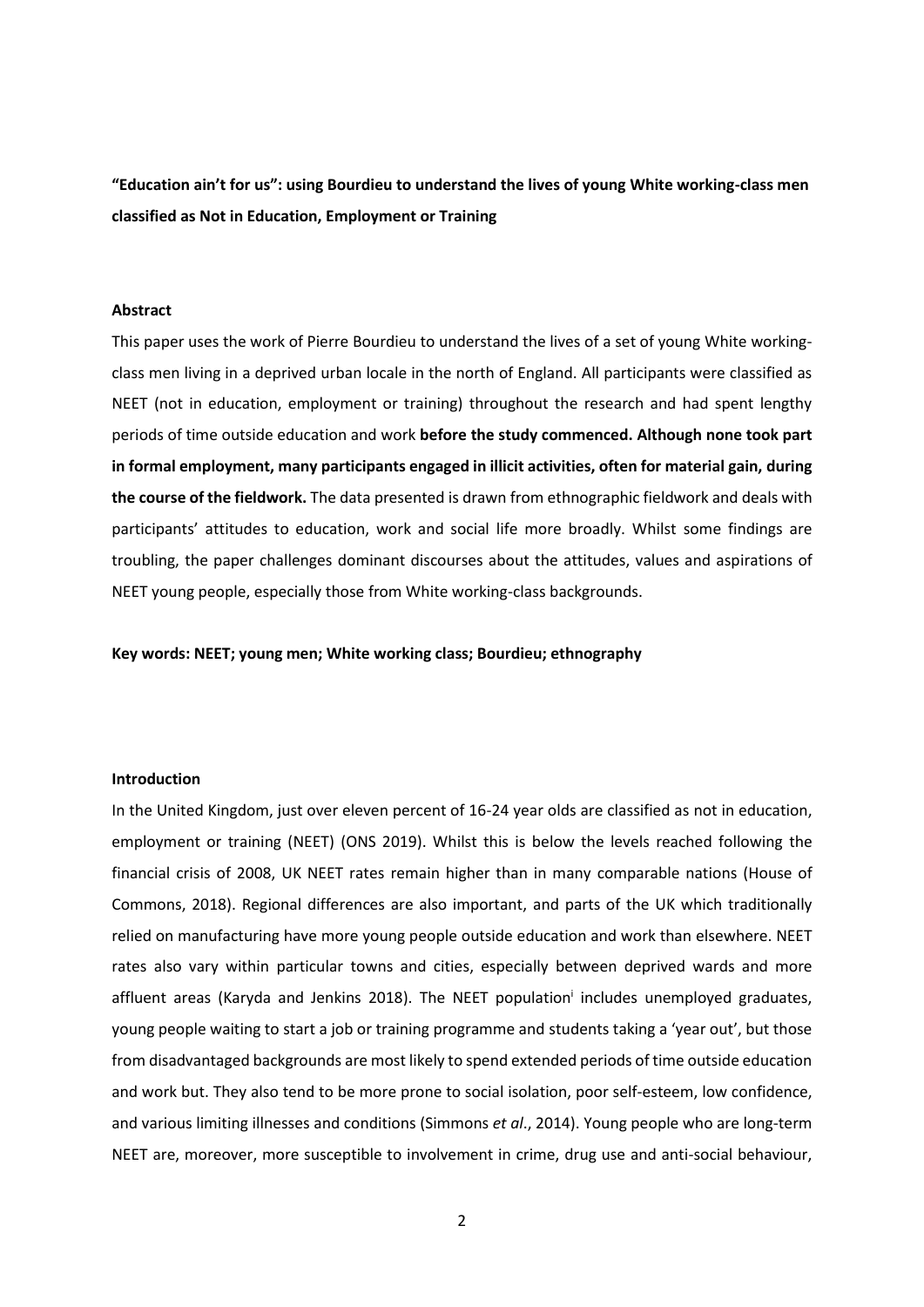**"Education ain't for us": using Bourdieu to understand the lives of young White working-class men classified as Not in Education, Employment or Training**

**Abstract**

This paper uses the work of Pierre Bourdieu to understand the lives of a set of young White working-class men living in a deprived urban locale in the north of England. All participants were classified as NEET (not in education, employment or training) throughout the research and had spent lengthy periods of time outside education and work **before the study commenced. Although none took part in formal employment, many participants engaged in illicit activities, often for material gain, during the course of the fieldwork.** The data presented is drawn from ethnographic fieldwork and deals with participants' attitudes to education, work and social life more broadly. Whilst some findings are troubling, the paper challenges dominant discourses about the attitudes, values and aspirations of NEET young people, especially those from White working-class backgrounds.

**Key words: NEET; young men; White working class; Bourdieu; ethnography**

**Introduction**

In the United Kingdom, just over eleven percent of 16-24 year olds are classified as not in education, employment or training (NEET) (ONS 2019). Whilst this is below the levels reached following the financial crisis of 2008, UK NEET rates remain higher than in many comparable nations (House of Commons, 2018). Regional differences are also important, and parts of the UK which traditionally relied on manufacturing have more young people outside education and work than elsewhere. NEET rates also vary within particular towns and cities, especially between deprived wards and more affluent areas (Karyda and Jenkins 2018). The NEET population[i] includes unemployed graduates, young people waiting to start a job or training programme and students taking a 'year out', but those from disadvantaged backgrounds are most likely to spend extended periods of time outside education and work but. They also tend to be more prone to social isolation, poor self-esteem, low confidence, and various limiting illnesses and conditions (Simmons *et al*., 2014). Young people who are long-term NEET are, moreover, more susceptible to involvement in crime, drug use and anti-social behaviour,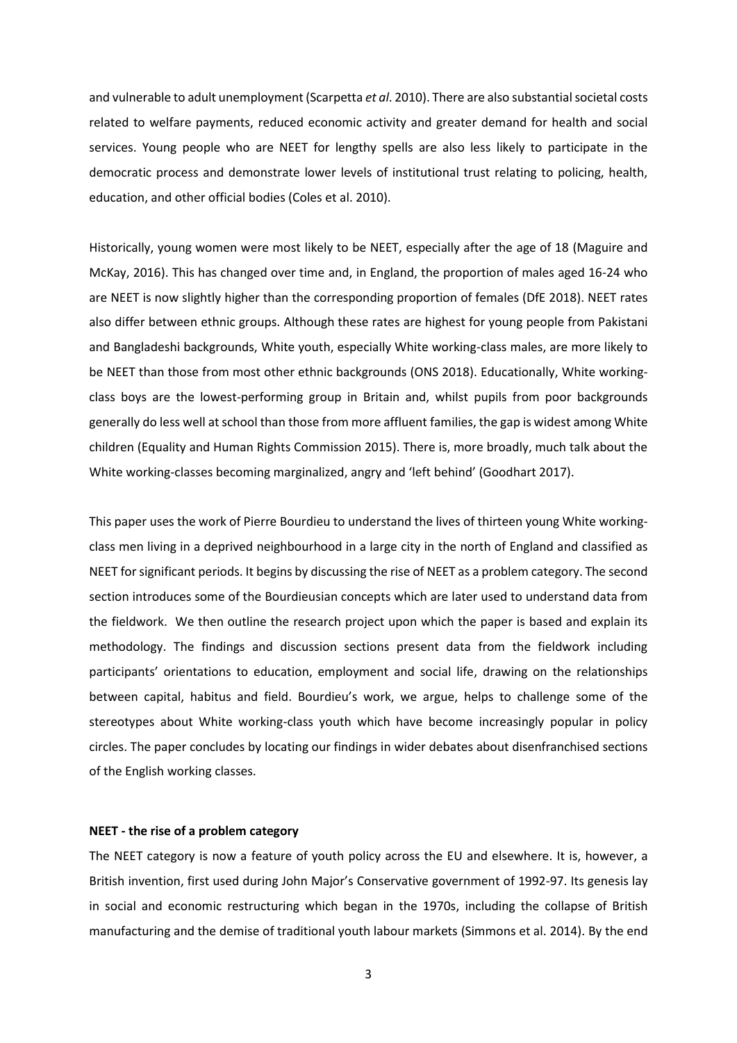and vulnerable to adult unemployment (Scarpetta *et al*. 2010). There are also substantial societal costs related to welfare payments, reduced economic activity and greater demand for health and social services. Young people who are NEET for lengthy spells are also less likely to participate in the democratic process and demonstrate lower levels of institutional trust relating to policing, health, education, and other official bodies (Coles et al. 2010).

Historically, young women were most likely to be NEET, especially after the age of 18 (Maguire and McKay, 2016). This has changed over time and, in England, the proportion of males aged 16-24 who are NEET is now slightly higher than the corresponding proportion of females (DfE 2018). NEET rates also differ between ethnic groups. Although these rates are highest for young people from Pakistani and Bangladeshi backgrounds, White youth, especially White working-class males, are more likely to be NEET than those from most other ethnic backgrounds (ONS 2018). Educationally, White working-class boys are the lowest-performing group in Britain and, whilst pupils from poor backgrounds generally do less well at school than those from more affluent families, the gap is widest among White children (Equality and Human Rights Commission 2015). There is, more broadly, much talk about the White working-classes becoming marginalized, angry and 'left behind' (Goodhart 2017).

This paper uses the work of Pierre Bourdieu to understand the lives of thirteen young White working-class men living in a deprived neighbourhood in a large city in the north of England and classified as NEET for significant periods. It begins by discussing the rise of NEET as a problem category. The second section introduces some of the Bourdieusian concepts which are later used to understand data from the fieldwork. We then outline the research project upon which the paper is based and explain its methodology. The findings and discussion sections present data from the fieldwork including participants' orientations to education, employment and social life, drawing on the relationships between capital, habitus and field. Bourdieu's work, we argue, helps to challenge some of the stereotypes about White working-class youth which have become increasingly popular in policy circles. The paper concludes by locating our findings in wider debates about disenfranchised sections of the English working classes.

**NEET - the rise of a problem category**

The NEET category is now a feature of youth policy across the EU and elsewhere. It is, however, a British invention, first used during John Major's Conservative government of 1992-97. Its genesis lay in social and economic restructuring which began in the 1970s, including the collapse of British manufacturing and the demise of traditional youth labour markets (Simmons et al. 2014). By the end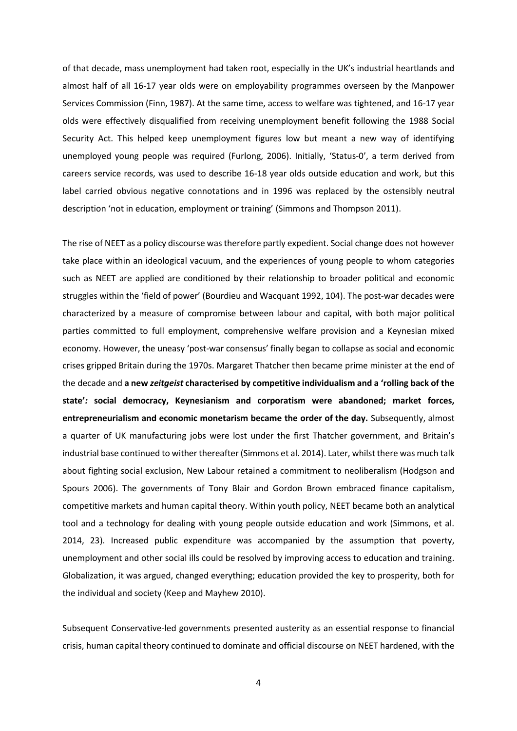of that decade, mass unemployment had taken root, especially in the UK's industrial heartlands and almost half of all 16-17 year olds were on employability programmes overseen by the Manpower Services Commission (Finn, 1987). At the same time, access to welfare was tightened, and 16-17 year olds were effectively disqualified from receiving unemployment benefit following the 1988 Social Security Act. This helped keep unemployment figures low but meant a new way of identifying unemployed young people was required (Furlong, 2006). Initially, 'Status-0', a term derived from careers service records, was used to describe 16-18 year olds outside education and work, but this label carried obvious negative connotations and in 1996 was replaced by the ostensibly neutral description 'not in education, employment or training' (Simmons and Thompson 2011).

The rise of NEET as a policy discourse was therefore partly expedient. Social change does not however take place within an ideological vacuum, and the experiences of young people to whom categories such as NEET are applied are conditioned by their relationship to broader political and economic struggles within the 'field of power' (Bourdieu and Wacquant 1992, 104). The post-war decades were characterized by a measure of compromise between labour and capital, with both major political parties committed to full employment, comprehensive welfare provision and a Keynesian mixed economy. However, the uneasy 'post-war consensus' finally began to collapse as social and economic crises gripped Britain during the 1970s. Margaret Thatcher then became prime minister at the end of the decade and **a new *zeitgeist* characterised by competitive individualism and a 'rolling back of the state'*:* social democracy, Keynesianism and corporatism were abandoned; market forces, entrepreneurialism and economic monetarism became the order of the day.** Subsequently, almost a quarter of UK manufacturing jobs were lost under the first Thatcher government, and Britain's industrial base continued to wither thereafter (Simmons et al. 2014). Later, whilst there was much talk about fighting social exclusion, New Labour retained a commitment to neoliberalism (Hodgson and Spours 2006). The governments of Tony Blair and Gordon Brown embraced finance capitalism, competitive markets and human capital theory. Within youth policy, NEET became both an analytical tool and a technology for dealing with young people outside education and work (Simmons, et al. 2014, 23). Increased public expenditure was accompanied by the assumption that poverty, unemployment and other social ills could be resolved by improving access to education and training. Globalization, it was argued, changed everything; education provided the key to prosperity, both for the individual and society (Keep and Mayhew 2010).

Subsequent Conservative-led governments presented austerity as an essential response to financial crisis, human capital theory continued to dominate and official discourse on NEET hardened, with the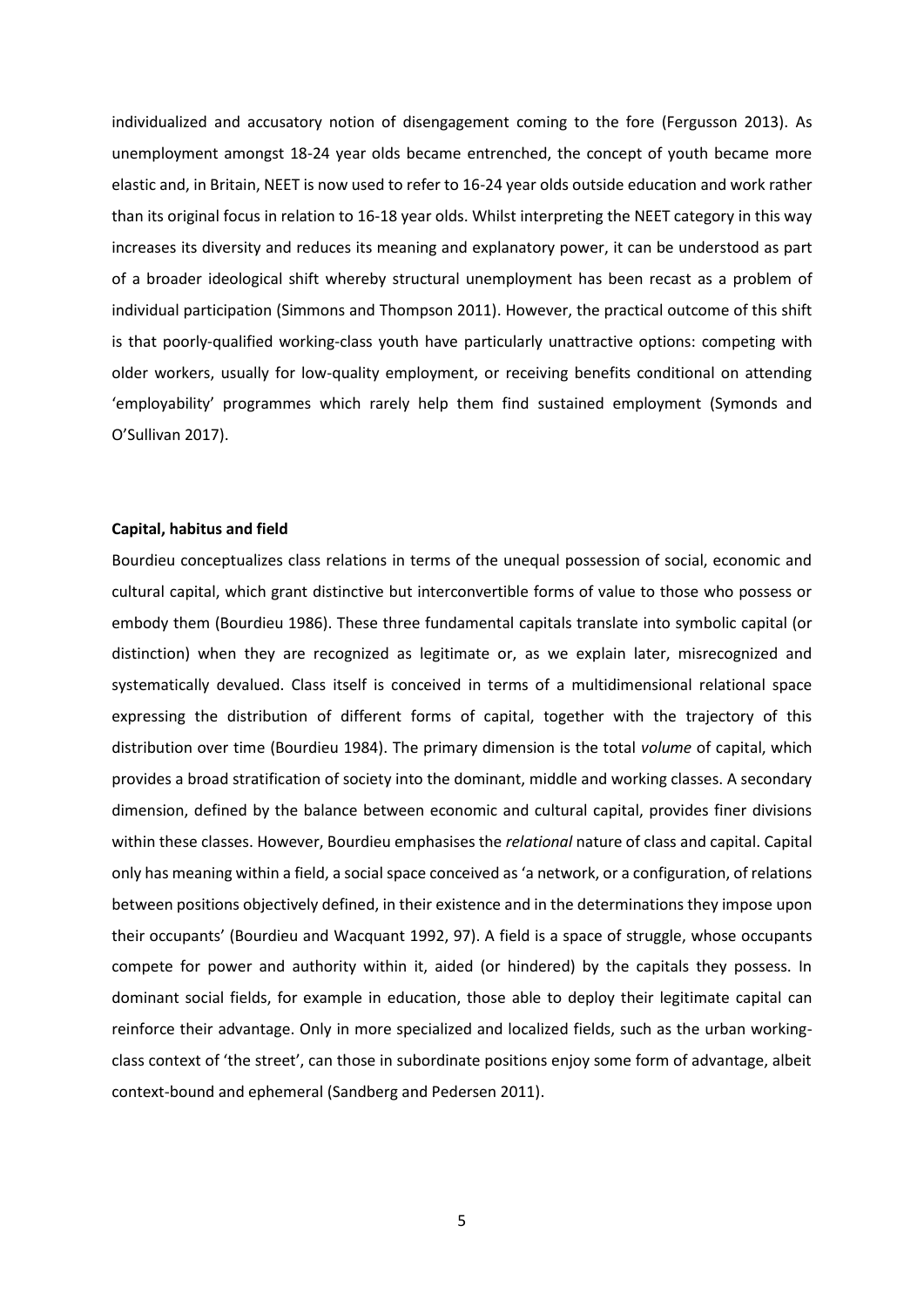individualized and accusatory notion of disengagement coming to the fore (Fergusson 2013). As unemployment amongst 18-24 year olds became entrenched, the concept of youth became more elastic and, in Britain, NEET is now used to refer to 16-24 year olds outside education and work rather than its original focus in relation to 16-18 year olds. Whilst interpreting the NEET category in this way increases its diversity and reduces its meaning and explanatory power, it can be understood as part of a broader ideological shift whereby structural unemployment has been recast as a problem of individual participation (Simmons and Thompson 2011). However, the practical outcome of this shift is that poorly-qualified working-class youth have particularly unattractive options: competing with older workers, usually for low-quality employment, or receiving benefits conditional on attending 'employability' programmes which rarely help them find sustained employment (Symonds and O'Sullivan 2017).

**Capital, habitus and field**

Bourdieu conceptualizes class relations in terms of the unequal possession of social, economic and cultural capital, which grant distinctive but interconvertible forms of value to those who possess or embody them (Bourdieu 1986). These three fundamental capitals translate into symbolic capital (or distinction) when they are recognized as legitimate or, as we explain later, misrecognized and systematically devalued. Class itself is conceived in terms of a multidimensional relational space expressing the distribution of different forms of capital, together with the trajectory of this distribution over time (Bourdieu 1984). The primary dimension is the total *volume* of capital, which provides a broad stratification of society into the dominant, middle and working classes. A secondary dimension, defined by the balance between economic and cultural capital, provides finer divisions within these classes. However, Bourdieu emphasises the *relational* nature of class and capital. Capital only has meaning within a field, a social space conceived as 'a network, or a configuration, of relations between positions objectively defined, in their existence and in the determinations they impose upon their occupants' (Bourdieu and Wacquant 1992, 97). A field is a space of struggle, whose occupants compete for power and authority within it, aided (or hindered) by the capitals they possess. In dominant social fields, for example in education, those able to deploy their legitimate capital can reinforce their advantage. Only in more specialized and localized fields, such as the urban working-class context of 'the street', can those in subordinate positions enjoy some form of advantage, albeit context-bound and ephemeral (Sandberg and Pedersen 2011).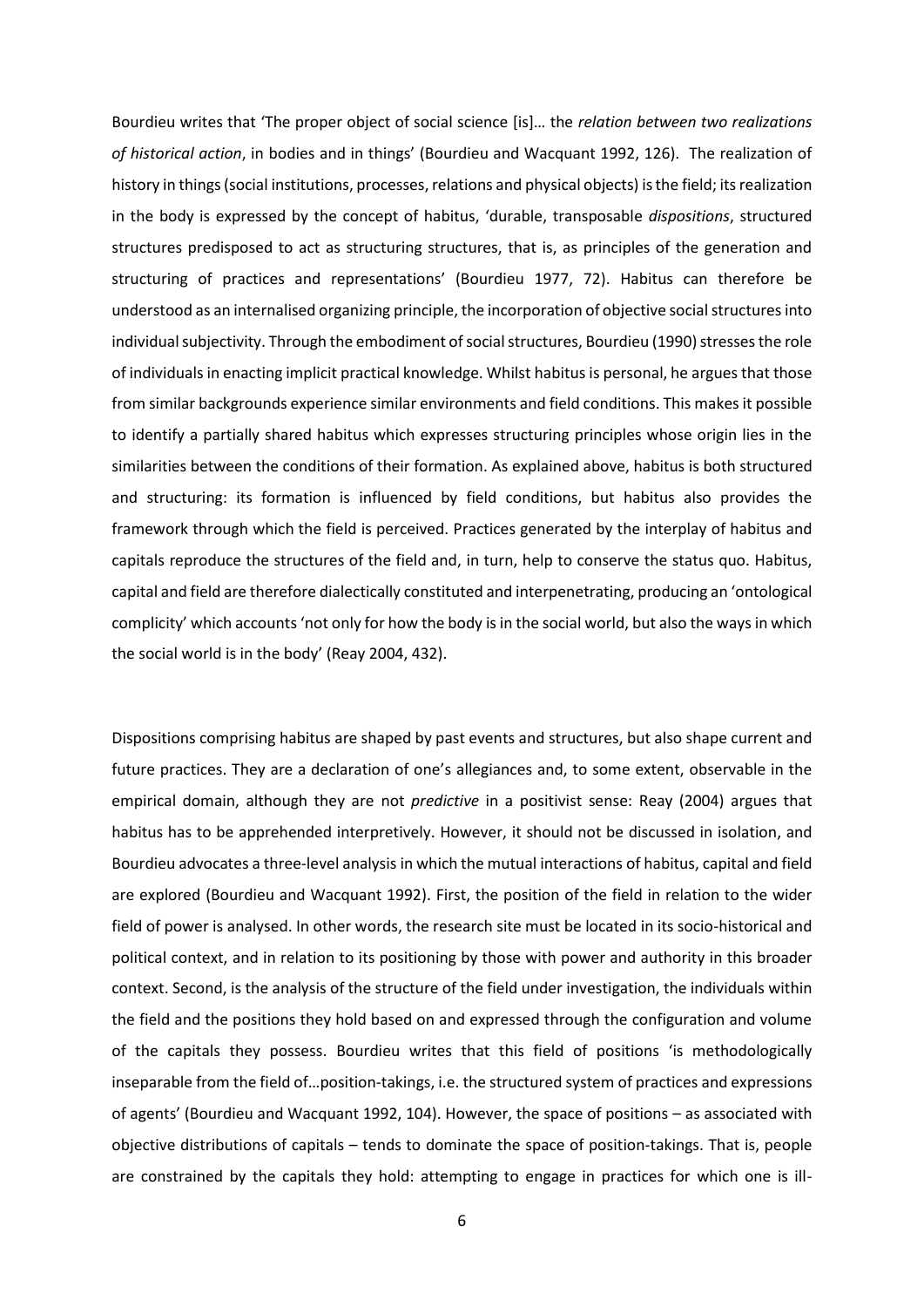Bourdieu writes that 'The proper object of social science [is]… the *relation between two realizations of historical action*, in bodies and in things' (Bourdieu and Wacquant 1992, 126). The realization of history in things (social institutions, processes, relations and physical objects) is the field; its realization in the body is expressed by the concept of habitus, 'durable, transposable *dispositions*, structured structures predisposed to act as structuring structures, that is, as principles of the generation and structuring of practices and representations' (Bourdieu 1977, 72). Habitus can therefore be understood as an internalised organizing principle, the incorporation of objective social structures into individual subjectivity. Through the embodiment of social structures, Bourdieu (1990) stresses the role of individuals in enacting implicit practical knowledge. Whilst habitus is personal, he argues that those from similar backgrounds experience similar environments and field conditions. This makes it possible to identify a partially shared habitus which expresses structuring principles whose origin lies in the similarities between the conditions of their formation. As explained above, habitus is both structured and structuring: its formation is influenced by field conditions, but habitus also provides the framework through which the field is perceived. Practices generated by the interplay of habitus and capitals reproduce the structures of the field and, in turn, help to conserve the status quo. Habitus, capital and field are therefore dialectically constituted and interpenetrating, producing an 'ontological complicity' which accounts 'not only for how the body is in the social world, but also the ways in which the social world is in the body' (Reay 2004, 432).

Dispositions comprising habitus are shaped by past events and structures, but also shape current and future practices. They are a declaration of one's allegiances and, to some extent, observable in the empirical domain, although they are not *predictive* in a positivist sense: Reay (2004) argues that habitus has to be apprehended interpretively. However, it should not be discussed in isolation, and Bourdieu advocates a three-level analysis in which the mutual interactions of habitus, capital and field are explored (Bourdieu and Wacquant 1992). First, the position of the field in relation to the wider field of power is analysed. In other words, the research site must be located in its socio-historical and political context, and in relation to its positioning by those with power and authority in this broader context. Second, is the analysis of the structure of the field under investigation, the individuals within the field and the positions they hold based on and expressed through the configuration and volume of the capitals they possess. Bourdieu writes that this field of positions 'is methodologically inseparable from the field of…position-takings, i.e. the structured system of practices and expressions of agents' (Bourdieu and Wacquant 1992, 104). However, the space of positions – as associated with objective distributions of capitals – tends to dominate the space of position-takings. That is, people are constrained by the capitals they hold: attempting to engage in practices for which one is ill-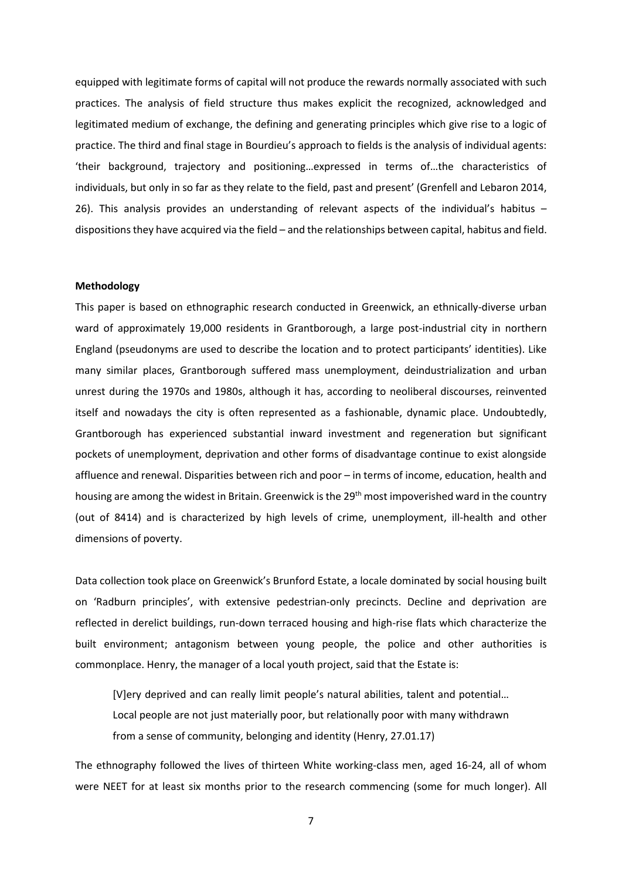equipped with legitimate forms of capital will not produce the rewards normally associated with such practices. The analysis of field structure thus makes explicit the recognized, acknowledged and legitimated medium of exchange, the defining and generating principles which give rise to a logic of practice. The third and final stage in Bourdieu's approach to fields is the analysis of individual agents: 'their background, trajectory and positioning…expressed in terms of…the characteristics of individuals, but only in so far as they relate to the field, past and present' (Grenfell and Lebaron 2014, 26). This analysis provides an understanding of relevant aspects of the individual's habitus – dispositions they have acquired via the field – and the relationships between capital, habitus and field.

**Methodology**

This paper is based on ethnographic research conducted in Greenwick, an ethnically-diverse urban ward of approximately 19,000 residents in Grantborough, a large post-industrial city in northern England (pseudonyms are used to describe the location and to protect participants' identities). Like many similar places, Grantborough suffered mass unemployment, deindustrialization and urban unrest during the 1970s and 1980s, although it has, according to neoliberal discourses, reinvented itself and nowadays the city is often represented as a fashionable, dynamic place. Undoubtedly, Grantborough has experienced substantial inward investment and regeneration but significant pockets of unemployment, deprivation and other forms of disadvantage continue to exist alongside affluence and renewal. Disparities between rich and poor – in terms of income, education, health and housing are among the widest in Britain. Greenwick is the 29th most impoverished ward in the country (out of 8414) and is characterized by high levels of crime, unemployment, ill-health and other dimensions of poverty.

Data collection took place on Greenwick's Brunford Estate, a locale dominated by social housing built on 'Radburn principles', with extensive pedestrian-only precincts. Decline and deprivation are reflected in derelict buildings, run-down terraced housing and high-rise flats which characterize the built environment; antagonism between young people, the police and other authorities is commonplace. Henry, the manager of a local youth project, said that the Estate is:

> [V]ery deprived and can really limit people's natural abilities, talent and potential… Local people are not just materially poor, but relationally poor with many withdrawn from a sense of community, belonging and identity (Henry, 27.01.17)

The ethnography followed the lives of thirteen White working-class men, aged 16-24, all of whom were NEET for at least six months prior to the research commencing (some for much longer). All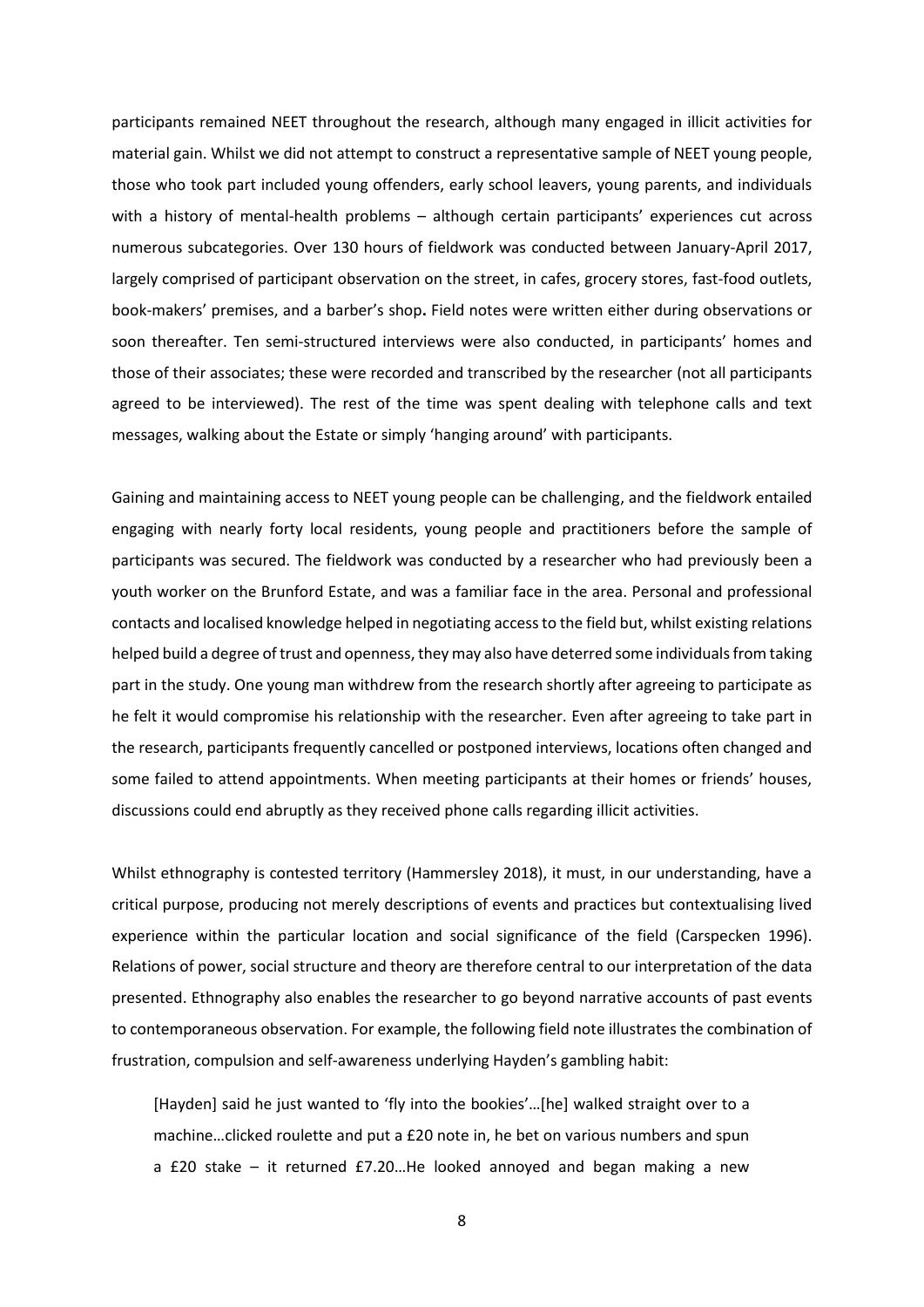participants remained NEET throughout the research, although many engaged in illicit activities for material gain. Whilst we did not attempt to construct a representative sample of NEET young people, those who took part included young offenders, early school leavers, young parents, and individuals with a history of mental-health problems – although certain participants' experiences cut across numerous subcategories. Over 130 hours of fieldwork was conducted between January-April 2017, largely comprised of participant observation on the street, in cafes, grocery stores, fast-food outlets, book-makers' premises, and a barber's shop**.** Field notes were written either during observations or soon thereafter. Ten semi-structured interviews were also conducted, in participants' homes and those of their associates; these were recorded and transcribed by the researcher (not all participants agreed to be interviewed). The rest of the time was spent dealing with telephone calls and text messages, walking about the Estate or simply 'hanging around' with participants.

Gaining and maintaining access to NEET young people can be challenging, and the fieldwork entailed engaging with nearly forty local residents, young people and practitioners before the sample of participants was secured. The fieldwork was conducted by a researcher who had previously been a youth worker on the Brunford Estate, and was a familiar face in the area. Personal and professional contacts and localised knowledge helped in negotiating access to the field but, whilst existing relations helped build a degree of trust and openness, they may also have deterred some individuals from taking part in the study. One young man withdrew from the research shortly after agreeing to participate as he felt it would compromise his relationship with the researcher. Even after agreeing to take part in the research, participants frequently cancelled or postponed interviews, locations often changed and some failed to attend appointments. When meeting participants at their homes or friends' houses, discussions could end abruptly as they received phone calls regarding illicit activities.

Whilst ethnography is contested territory (Hammersley 2018), it must, in our understanding, have a critical purpose, producing not merely descriptions of events and practices but contextualising lived experience within the particular location and social significance of the field (Carspecken 1996). Relations of power, social structure and theory are therefore central to our interpretation of the data presented. Ethnography also enables the researcher to go beyond narrative accounts of past events to contemporaneous observation. For example, the following field note illustrates the combination of frustration, compulsion and self-awareness underlying Hayden's gambling habit:

> [Hayden] said he just wanted to 'fly into the bookies'…[he] walked straight over to a machine…clicked roulette and put a £20 note in, he bet on various numbers and spun a £20 stake – it returned £7.20…He looked annoyed and began making a new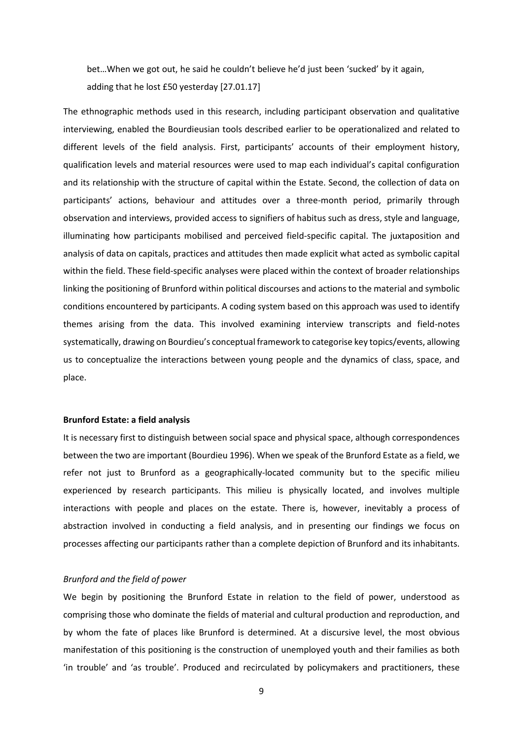bet…When we got out, he said he couldn't believe he'd just been 'sucked' by it again, adding that he lost £50 yesterday [27.01.17]

The ethnographic methods used in this research, including participant observation and qualitative interviewing, enabled the Bourdieusian tools described earlier to be operationalized and related to different levels of the field analysis. First, participants' accounts of their employment history, qualification levels and material resources were used to map each individual's capital configuration and its relationship with the structure of capital within the Estate. Second, the collection of data on participants' actions, behaviour and attitudes over a three-month period, primarily through observation and interviews, provided access to signifiers of habitus such as dress, style and language, illuminating how participants mobilised and perceived field-specific capital. The juxtaposition and analysis of data on capitals, practices and attitudes then made explicit what acted as symbolic capital within the field. These field-specific analyses were placed within the context of broader relationships linking the positioning of Brunford within political discourses and actions to the material and symbolic conditions encountered by participants. A coding system based on this approach was used to identify themes arising from the data. This involved examining interview transcripts and field-notes systematically, drawing on Bourdieu's conceptual framework to categorise key topics/events, allowing us to conceptualize the interactions between young people and the dynamics of class, space, and place.

**Brunford Estate: a field analysis**

It is necessary first to distinguish between social space and physical space, although correspondences between the two are important (Bourdieu 1996). When we speak of the Brunford Estate as a field, we refer not just to Brunford as a geographically-located community but to the specific milieu experienced by research participants. This milieu is physically located, and involves multiple interactions with people and places on the estate. There is, however, inevitably a process of abstraction involved in conducting a field analysis, and in presenting our findings we focus on processes affecting our participants rather than a complete depiction of Brunford and its inhabitants.

*Brunford and the field of power*

We begin by positioning the Brunford Estate in relation to the field of power, understood as comprising those who dominate the fields of material and cultural production and reproduction, and by whom the fate of places like Brunford is determined. At a discursive level, the most obvious manifestation of this positioning is the construction of unemployed youth and their families as both 'in trouble' and 'as trouble'. Produced and recirculated by policymakers and practitioners, these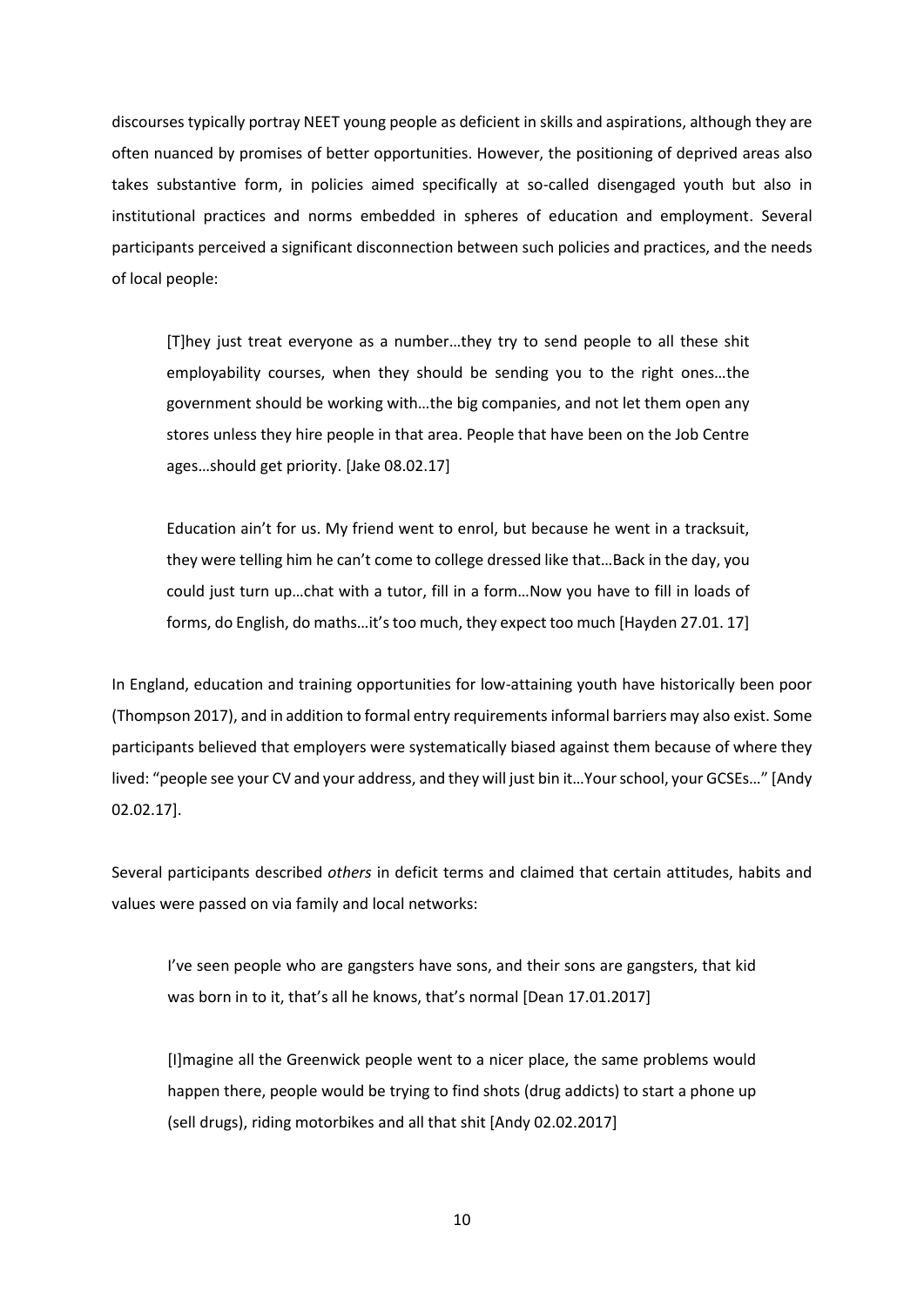discourses typically portray NEET young people as deficient in skills and aspirations, although they are often nuanced by promises of better opportunities. However, the positioning of deprived areas also takes substantive form, in policies aimed specifically at so-called disengaged youth but also in institutional practices and norms embedded in spheres of education and employment. Several participants perceived a significant disconnection between such policies and practices, and the needs of local people:

> [T]hey just treat everyone as a number…they try to send people to all these shit employability courses, when they should be sending you to the right ones…the government should be working with…the big companies, and not let them open any stores unless they hire people in that area. People that have been on the Job Centre ages…should get priority. [Jake 08.02.17]

> Education ain't for us. My friend went to enrol, but because he went in a tracksuit, they were telling him he can't come to college dressed like that…Back in the day, you could just turn up…chat with a tutor, fill in a form…Now you have to fill in loads of forms, do English, do maths…it's too much, they expect too much [Hayden 27.01. 17]

In England, education and training opportunities for low-attaining youth have historically been poor (Thompson 2017), and in addition to formal entry requirements informal barriers may also exist. Some participants believed that employers were systematically biased against them because of where they lived: "people see your CV and your address, and they will just bin it…Your school, your GCSEs…" [Andy 02.02.17].

Several participants described *others* in deficit terms and claimed that certain attitudes, habits and values were passed on via family and local networks:

> I've seen people who are gangsters have sons, and their sons are gangsters, that kid was born in to it, that's all he knows, that's normal [Dean 17.01.2017]

> [I]magine all the Greenwick people went to a nicer place, the same problems would happen there, people would be trying to find shots (drug addicts) to start a phone up (sell drugs), riding motorbikes and all that shit [Andy 02.02.2017]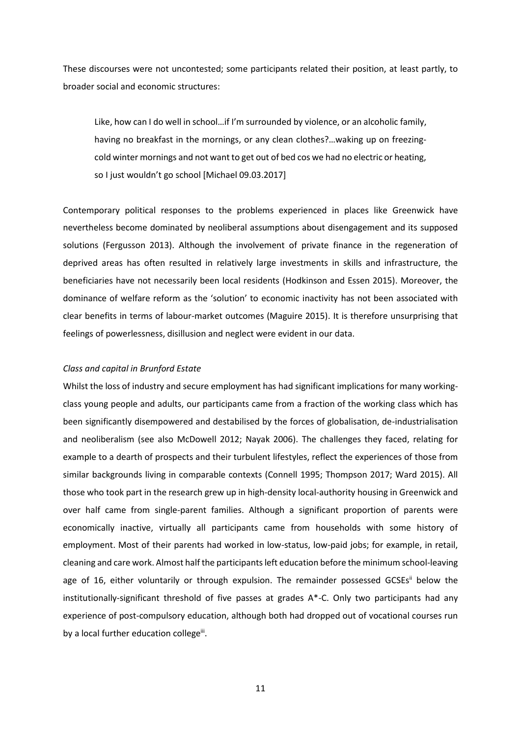These discourses were not uncontested; some participants related their position, at least partly, to broader social and economic structures:

> Like, how can I do well in school…if I'm surrounded by violence, or an alcoholic family, having no breakfast in the mornings, or any clean clothes?…waking up on freezing-cold winter mornings and not want to get out of bed cos we had no electric or heating, so I just wouldn't go school [Michael 09.03.2017]

Contemporary political responses to the problems experienced in places like Greenwick have nevertheless become dominated by neoliberal assumptions about disengagement and its supposed solutions (Fergusson 2013). Although the involvement of private finance in the regeneration of deprived areas has often resulted in relatively large investments in skills and infrastructure, the beneficiaries have not necessarily been local residents (Hodkinson and Essen 2015). Moreover, the dominance of welfare reform as the 'solution' to economic inactivity has not been associated with clear benefits in terms of labour-market outcomes (Maguire 2015). It is therefore unsurprising that feelings of powerlessness, disillusion and neglect were evident in our data.

*Class and capital in Brunford Estate*

Whilst the loss of industry and secure employment has had significant implications for many working-class young people and adults, our participants came from a fraction of the working class which has been significantly disempowered and destabilised by the forces of globalisation, de-industrialisation and neoliberalism (see also McDowell 2012; Nayak 2006). The challenges they faced, relating for example to a dearth of prospects and their turbulent lifestyles, reflect the experiences of those from similar backgrounds living in comparable contexts (Connell 1995; Thompson 2017; Ward 2015). All those who took part in the research grew up in high-density local-authority housing in Greenwick and over half came from single-parent families. Although a significant proportion of parents were economically inactive, virtually all participants came from households with some history of employment. Most of their parents had worked in low-status, low-paid jobs; for example, in retail, cleaning and care work. Almost half the participants left education before the minimum school-leaving age of 16, either voluntarily or through expulsion. The remainder possessed GCSEs[ii] below the institutionally-significant threshold of five passes at grades A*-C. Only two participants had any experience of post-compulsory education, although both had dropped out of vocational courses run by a local further education college[iii].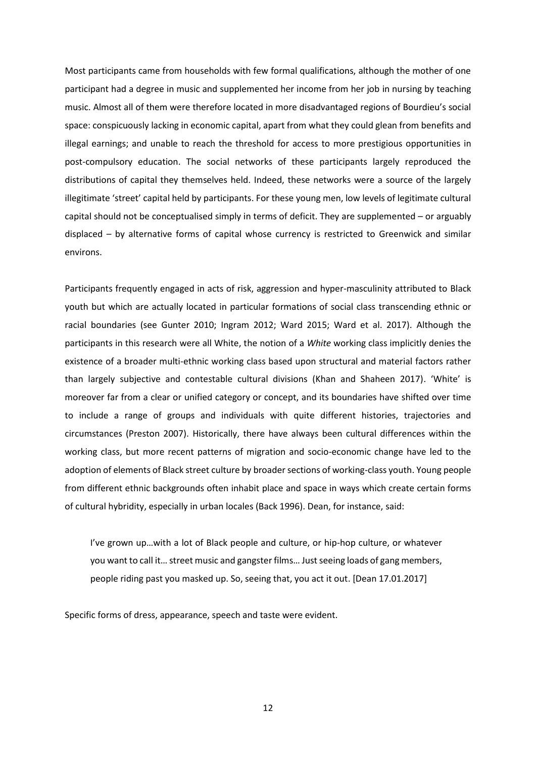Most participants came from households with few formal qualifications, although the mother of one participant had a degree in music and supplemented her income from her job in nursing by teaching music. Almost all of them were therefore located in more disadvantaged regions of Bourdieu's social space: conspicuously lacking in economic capital, apart from what they could glean from benefits and illegal earnings; and unable to reach the threshold for access to more prestigious opportunities in post-compulsory education. The social networks of these participants largely reproduced the distributions of capital they themselves held. Indeed, these networks were a source of the largely illegitimate 'street' capital held by participants. For these young men, low levels of legitimate cultural capital should not be conceptualised simply in terms of deficit. They are supplemented – or arguably displaced – by alternative forms of capital whose currency is restricted to Greenwick and similar environs.

Participants frequently engaged in acts of risk, aggression and hyper-masculinity attributed to Black youth but which are actually located in particular formations of social class transcending ethnic or racial boundaries (see Gunter 2010; Ingram 2012; Ward 2015; Ward et al. 2017). Although the participants in this research were all White, the notion of a *White* working class implicitly denies the existence of a broader multi-ethnic working class based upon structural and material factors rather than largely subjective and contestable cultural divisions (Khan and Shaheen 2017). 'White' is moreover far from a clear or unified category or concept, and its boundaries have shifted over time to include a range of groups and individuals with quite different histories, trajectories and circumstances (Preston 2007). Historically, there have always been cultural differences within the working class, but more recent patterns of migration and socio-economic change have led to the adoption of elements of Black street culture by broader sections of working-class youth. Young people from different ethnic backgrounds often inhabit place and space in ways which create certain forms of cultural hybridity, especially in urban locales (Back 1996). Dean, for instance, said:

> I've grown up…with a lot of Black people and culture, or hip-hop culture, or whatever you want to call it… street music and gangster films… Just seeing loads of gang members, people riding past you masked up. So, seeing that, you act it out. [Dean 17.01.2017]

Specific forms of dress, appearance, speech and taste were evident.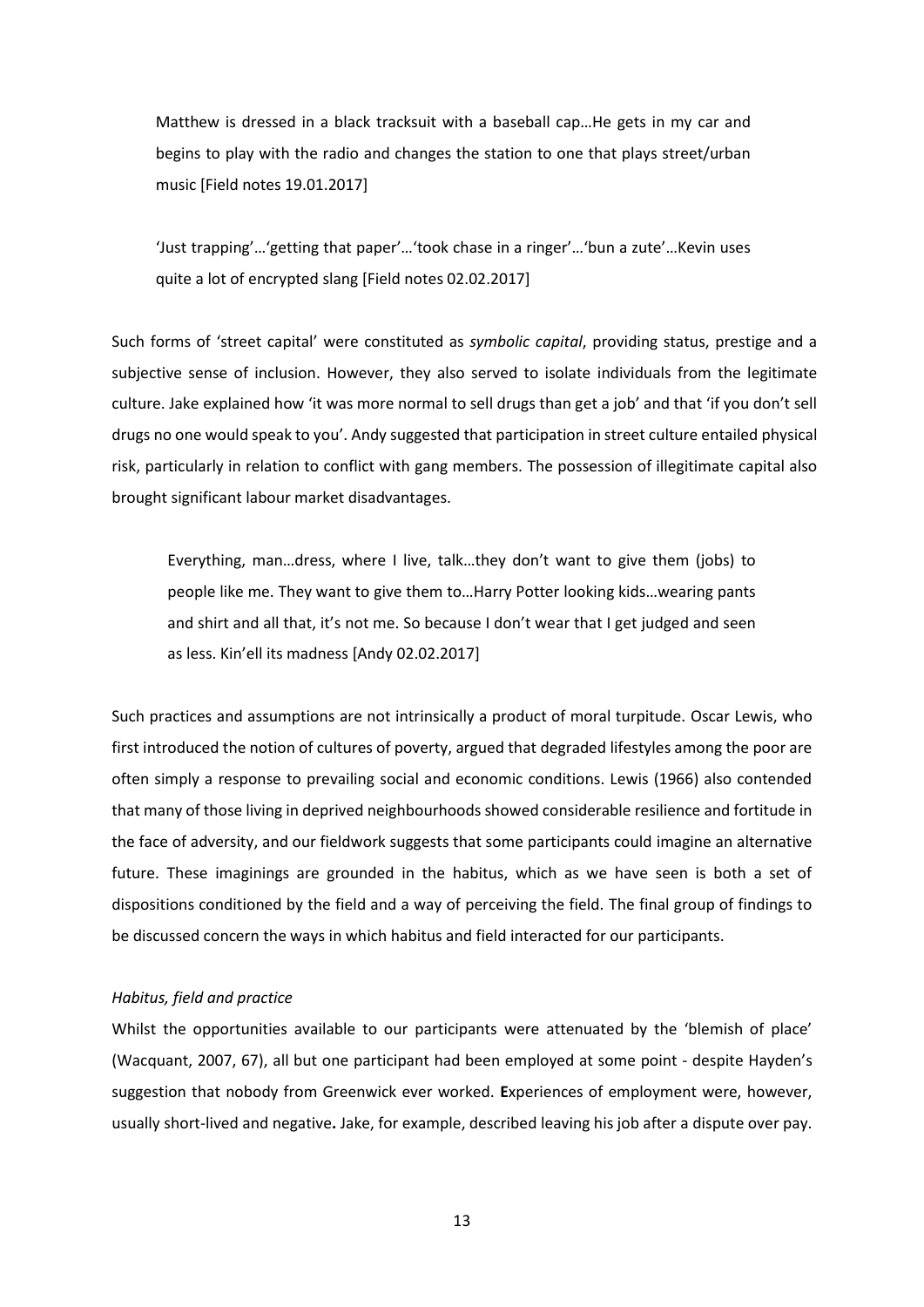> Matthew is dressed in a black tracksuit with a baseball cap…He gets in my car and begins to play with the radio and changes the station to one that plays street/urban music [Field notes 19.01.2017]

> 'Just trapping'…'getting that paper'…'took chase in a ringer'…'bun a zute'…Kevin uses quite a lot of encrypted slang [Field notes 02.02.2017]

Such forms of 'street capital' were constituted as *symbolic capital*, providing status, prestige and a subjective sense of inclusion. However, they also served to isolate individuals from the legitimate culture. Jake explained how 'it was more normal to sell drugs than get a job' and that 'if you don't sell drugs no one would speak to you'. Andy suggested that participation in street culture entailed physical risk, particularly in relation to conflict with gang members. The possession of illegitimate capital also brought significant labour market disadvantages.

> Everything, man…dress, where I live, talk…they don't want to give them (jobs) to people like me. They want to give them to…Harry Potter looking kids…wearing pants and shirt and all that, it's not me. So because I don't wear that I get judged and seen as less. Kin'ell its madness [Andy 02.02.2017]

Such practices and assumptions are not intrinsically a product of moral turpitude. Oscar Lewis, who first introduced the notion of cultures of poverty, argued that degraded lifestyles among the poor are often simply a response to prevailing social and economic conditions. Lewis (1966) also contended that many of those living in deprived neighbourhoods showed considerable resilience and fortitude in the face of adversity, and our fieldwork suggests that some participants could imagine an alternative future. These imaginings are grounded in the habitus, which as we have seen is both a set of dispositions conditioned by the field and a way of perceiving the field. The final group of findings to be discussed concern the ways in which habitus and field interacted for our participants.

*Habitus, field and practice*

Whilst the opportunities available to our participants were attenuated by the 'blemish of place' (Wacquant, 2007, 67), all but one participant had been employed at some point - despite Hayden's suggestion that nobody from Greenwick ever worked. **E**xperiences of employment were, however, usually short-lived and negative**.** Jake, for example, described leaving his job after a dispute over pay.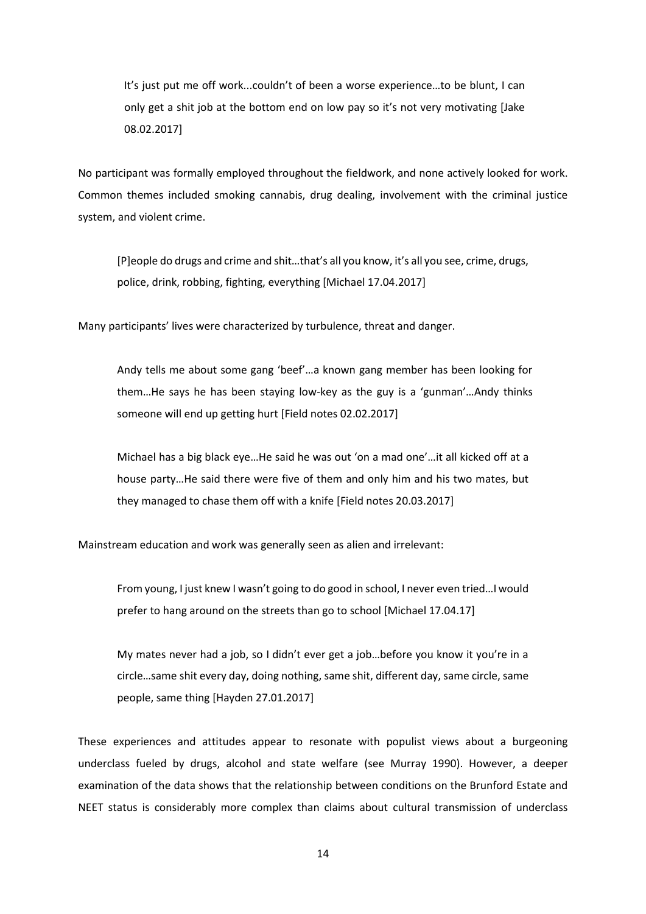> It's just put me off work...couldn't of been a worse experience…to be blunt, I can only get a shit job at the bottom end on low pay so it's not very motivating [Jake 08.02.2017]

No participant was formally employed throughout the fieldwork, and none actively looked for work. Common themes included smoking cannabis, drug dealing, involvement with the criminal justice system, and violent crime.

> [P]eople do drugs and crime and shit…that's all you know, it's all you see, crime, drugs, police, drink, robbing, fighting, everything [Michael 17.04.2017]

Many participants' lives were characterized by turbulence, threat and danger.

> Andy tells me about some gang 'beef'…a known gang member has been looking for them…He says he has been staying low-key as the guy is a 'gunman'…Andy thinks someone will end up getting hurt [Field notes 02.02.2017]

> Michael has a big black eye…He said he was out 'on a mad one'…it all kicked off at a house party…He said there were five of them and only him and his two mates, but they managed to chase them off with a knife [Field notes 20.03.2017]

Mainstream education and work was generally seen as alien and irrelevant:

> From young, I just knew I wasn't going to do good in school, I never even tried…I would prefer to hang around on the streets than go to school [Michael 17.04.17]

> My mates never had a job, so I didn't ever get a job…before you know it you're in a circle…same shit every day, doing nothing, same shit, different day, same circle, same people, same thing [Hayden 27.01.2017]

These experiences and attitudes appear to resonate with populist views about a burgeoning underclass fueled by drugs, alcohol and state welfare (see Murray 1990). However, a deeper examination of the data shows that the relationship between conditions on the Brunford Estate and NEET status is considerably more complex than claims about cultural transmission of underclass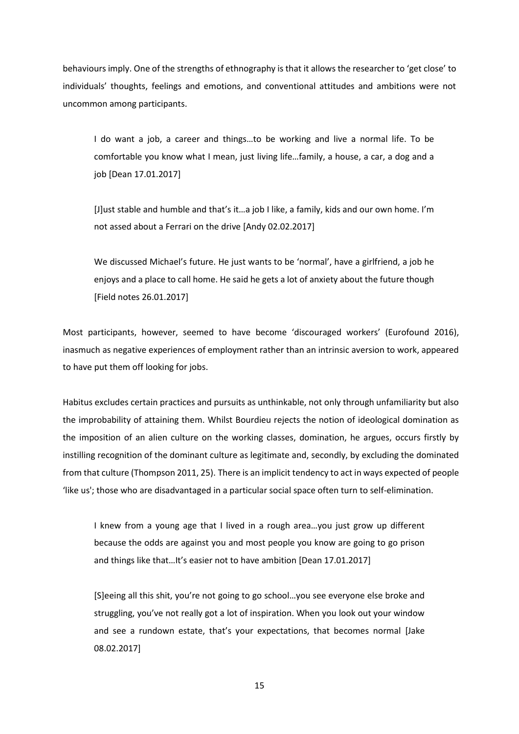behaviours imply. One of the strengths of ethnography is that it allows the researcher to 'get close' to individuals' thoughts, feelings and emotions, and conventional attitudes and ambitions were not uncommon among participants.

> I do want a job, a career and things…to be working and live a normal life. To be comfortable you know what I mean, just living life…family, a house, a car, a dog and a job [Dean 17.01.2017]

> [J]ust stable and humble and that's it…a job I like, a family, kids and our own home. I'm not assed about a Ferrari on the drive [Andy 02.02.2017]

> We discussed Michael's future. He just wants to be 'normal', have a girlfriend, a job he enjoys and a place to call home. He said he gets a lot of anxiety about the future though [Field notes 26.01.2017]

Most participants, however, seemed to have become 'discouraged workers' (Eurofound 2016), inasmuch as negative experiences of employment rather than an intrinsic aversion to work, appeared to have put them off looking for jobs.

Habitus excludes certain practices and pursuits as unthinkable, not only through unfamiliarity but also the improbability of attaining them. Whilst Bourdieu rejects the notion of ideological domination as the imposition of an alien culture on the working classes, domination, he argues, occurs firstly by instilling recognition of the dominant culture as legitimate and, secondly, by excluding the dominated from that culture (Thompson 2011, 25). There is an implicit tendency to act in ways expected of people 'like us'; those who are disadvantaged in a particular social space often turn to self-elimination.

> I knew from a young age that I lived in a rough area…you just grow up different because the odds are against you and most people you know are going to go prison and things like that…It's easier not to have ambition [Dean 17.01.2017]

> [S]eeing all this shit, you're not going to go school…you see everyone else broke and struggling, you've not really got a lot of inspiration. When you look out your window and see a rundown estate, that's your expectations, that becomes normal [Jake 08.02.2017]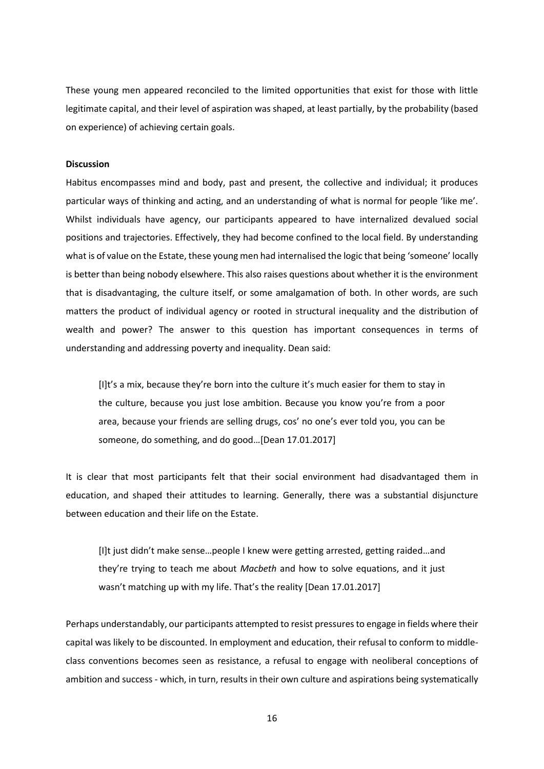These young men appeared reconciled to the limited opportunities that exist for those with little legitimate capital, and their level of aspiration was shaped, at least partially, by the probability (based on experience) of achieving certain goals.

**Discussion**

Habitus encompasses mind and body, past and present, the collective and individual; it produces particular ways of thinking and acting, and an understanding of what is normal for people 'like me'. Whilst individuals have agency, our participants appeared to have internalized devalued social positions and trajectories. Effectively, they had become confined to the local field. By understanding what is of value on the Estate, these young men had internalised the logic that being 'someone' locally is better than being nobody elsewhere. This also raises questions about whether it is the environment that is disadvantaging, the culture itself, or some amalgamation of both. In other words, are such matters the product of individual agency or rooted in structural inequality and the distribution of wealth and power? The answer to this question has important consequences in terms of understanding and addressing poverty and inequality. Dean said:

> [I]t's a mix, because they're born into the culture it's much easier for them to stay in the culture, because you just lose ambition. Because you know you're from a poor area, because your friends are selling drugs, cos' no one's ever told you, you can be someone, do something, and do good…[Dean 17.01.2017]

It is clear that most participants felt that their social environment had disadvantaged them in education, and shaped their attitudes to learning. Generally, there was a substantial disjuncture between education and their life on the Estate.

> [I]t just didn't make sense…people I knew were getting arrested, getting raided…and they're trying to teach me about *Macbeth* and how to solve equations, and it just wasn't matching up with my life. That's the reality [Dean 17.01.2017]

Perhaps understandably, our participants attempted to resist pressures to engage in fields where their capital was likely to be discounted. In employment and education, their refusal to conform to middle-class conventions becomes seen as resistance, a refusal to engage with neoliberal conceptions of ambition and success - which, in turn, results in their own culture and aspirations being systematically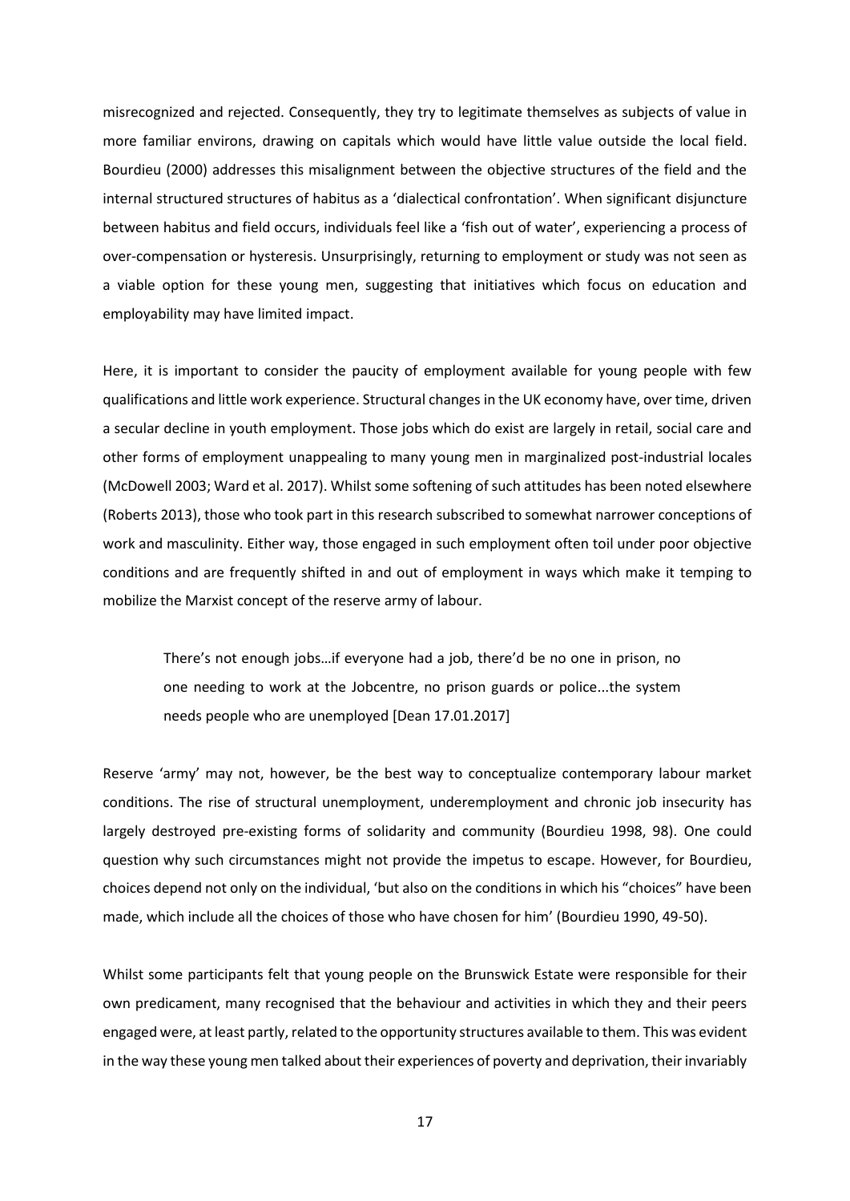misrecognized and rejected. Consequently, they try to legitimate themselves as subjects of value in more familiar environs, drawing on capitals which would have little value outside the local field. Bourdieu (2000) addresses this misalignment between the objective structures of the field and the internal structured structures of habitus as a 'dialectical confrontation'. When significant disjuncture between habitus and field occurs, individuals feel like a 'fish out of water', experiencing a process of over-compensation or hysteresis. Unsurprisingly, returning to employment or study was not seen as a viable option for these young men, suggesting that initiatives which focus on education and employability may have limited impact.

Here, it is important to consider the paucity of employment available for young people with few qualifications and little work experience. Structural changes in the UK economy have, over time, driven a secular decline in youth employment. Those jobs which do exist are largely in retail, social care and other forms of employment unappealing to many young men in marginalized post-industrial locales (McDowell 2003; Ward et al. 2017). Whilst some softening of such attitudes has been noted elsewhere (Roberts 2013), those who took part in this research subscribed to somewhat narrower conceptions of work and masculinity. Either way, those engaged in such employment often toil under poor objective conditions and are frequently shifted in and out of employment in ways which make it temping to mobilize the Marxist concept of the reserve army of labour.

> There's not enough jobs…if everyone had a job, there'd be no one in prison, no one needing to work at the Jobcentre, no prison guards or police...the system needs people who are unemployed [Dean 17.01.2017]

Reserve 'army' may not, however, be the best way to conceptualize contemporary labour market conditions. The rise of structural unemployment, underemployment and chronic job insecurity has largely destroyed pre-existing forms of solidarity and community (Bourdieu 1998, 98). One could question why such circumstances might not provide the impetus to escape. However, for Bourdieu, choices depend not only on the individual, 'but also on the conditions in which his "choices" have been made, which include all the choices of those who have chosen for him' (Bourdieu 1990, 49-50).

Whilst some participants felt that young people on the Brunswick Estate were responsible for their own predicament, many recognised that the behaviour and activities in which they and their peers engaged were, at least partly, related to the opportunity structures available to them. This was evident in the way these young men talked about their experiences of poverty and deprivation, their invariably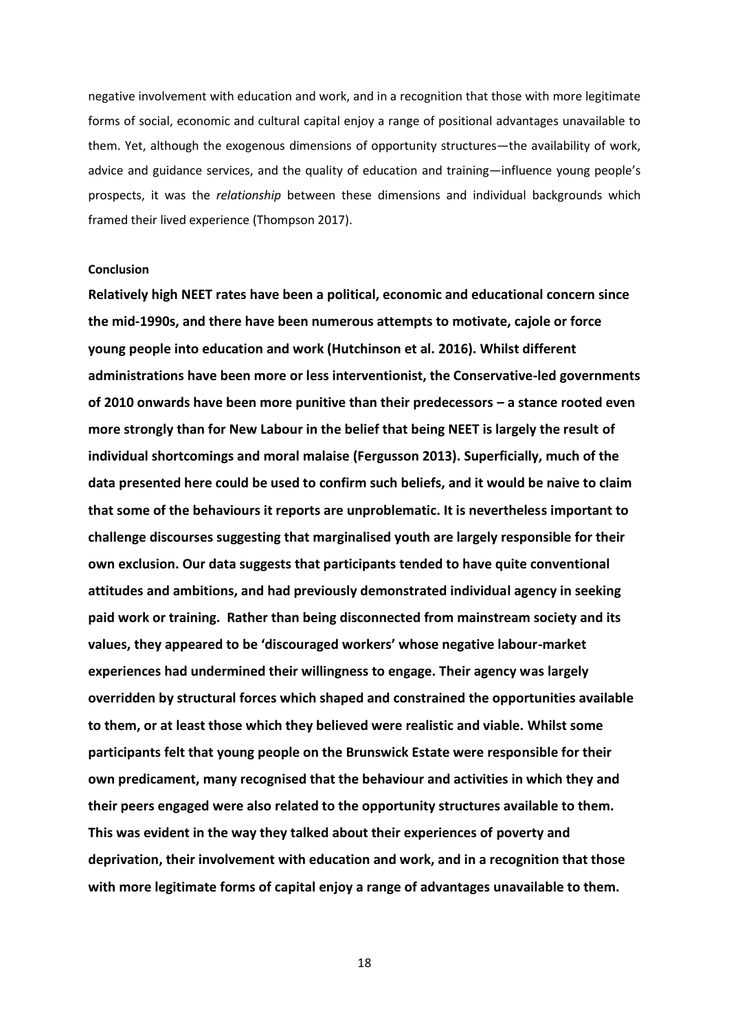negative involvement with education and work, and in a recognition that those with more legitimate forms of social, economic and cultural capital enjoy a range of positional advantages unavailable to them. Yet, although the exogenous dimensions of opportunity structures—the availability of work, advice and guidance services, and the quality of education and training—influence young people's prospects, it was the *relationship* between these dimensions and individual backgrounds which framed their lived experience (Thompson 2017).

## Conclusion

**Relatively high NEET rates have been a political, economic and educational concern since the mid-1990s, and there have been numerous attempts to motivate, cajole or force young people into education and work (Hutchinson et al. 2016). Whilst different administrations have been more or less interventionist, the Conservative-led governments of 2010 onwards have been more punitive than their predecessors – a stance rooted even more strongly than for New Labour in the belief that being NEET is largely the result of individual shortcomings and moral malaise (Fergusson 2013). Superficially, much of the data presented here could be used to confirm such beliefs, and it would be naive to claim that some of the behaviours it reports are unproblematic. It is nevertheless important to challenge discourses suggesting that marginalised youth are largely responsible for their own exclusion. Our data suggests that participants tended to have quite conventional attitudes and ambitions, and had previously demonstrated individual agency in seeking paid work or training. Rather than being disconnected from mainstream society and its values, they appeared to be 'discouraged workers' whose negative labour-market experiences had undermined their willingness to engage. Their agency was largely overridden by structural forces which shaped and constrained the opportunities available to them, or at least those which they believed were realistic and viable. Whilst some participants felt that young people on the Brunswick Estate were responsible for their own predicament, many recognised that the behaviour and activities in which they and their peers engaged were also related to the opportunity structures available to them. This was evident in the way they talked about their experiences of poverty and deprivation, their involvement with education and work, and in a recognition that those with more legitimate forms of capital enjoy a range of advantages unavailable to them.**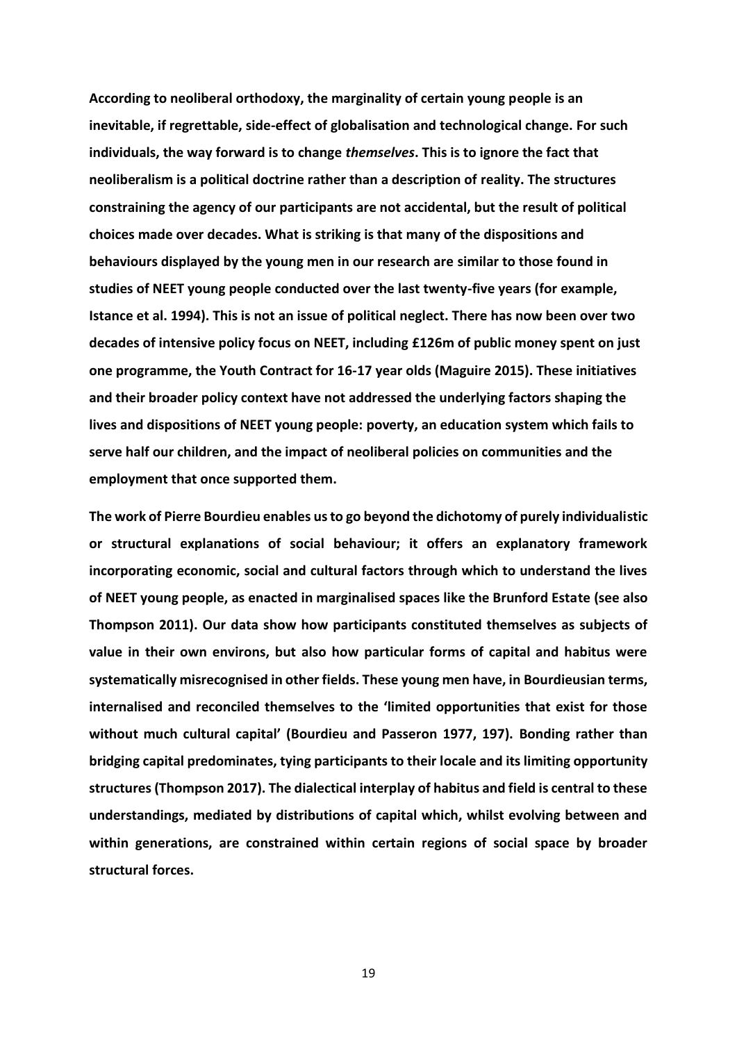According to neoliberal orthodoxy, the marginality of certain young people is an inevitable, if regrettable, side-effect of globalisation and technological change. For such individuals, the way forward is to change *themselves*. This is to ignore the fact that neoliberalism is a political doctrine rather than a description of reality. The structures constraining the agency of our participants are not accidental, but the result of political choices made over decades. What is striking is that many of the dispositions and behaviours displayed by the young men in our research are similar to those found in studies of NEET young people conducted over the last twenty-five years (for example, Istance et al. 1994). This is not an issue of political neglect. There has now been over two decades of intensive policy focus on NEET, including £126m of public money spent on just one programme, the Youth Contract for 16-17 year olds (Maguire 2015). These initiatives and their broader policy context have not addressed the underlying factors shaping the lives and dispositions of NEET young people: poverty, an education system which fails to serve half our children, and the impact of neoliberal policies on communities and the employment that once supported them.

The work of Pierre Bourdieu enables us to go beyond the dichotomy of purely individualistic or structural explanations of social behaviour; it offers an explanatory framework incorporating economic, social and cultural factors through which to understand the lives of NEET young people, as enacted in marginalised spaces like the Brunford Estate (see also Thompson 2011). Our data show how participants constituted themselves as subjects of value in their own environs, but also how particular forms of capital and habitus were systematically misrecognised in other fields. These young men have, in Bourdieusian terms, internalised and reconciled themselves to the 'limited opportunities that exist for those without much cultural capital' (Bourdieu and Passeron 1977, 197). Bonding rather than bridging capital predominates, tying participants to their locale and its limiting opportunity structures (Thompson 2017). The dialectical interplay of habitus and field is central to these understandings, mediated by distributions of capital which, whilst evolving between and within generations, are constrained within certain regions of social space by broader structural forces.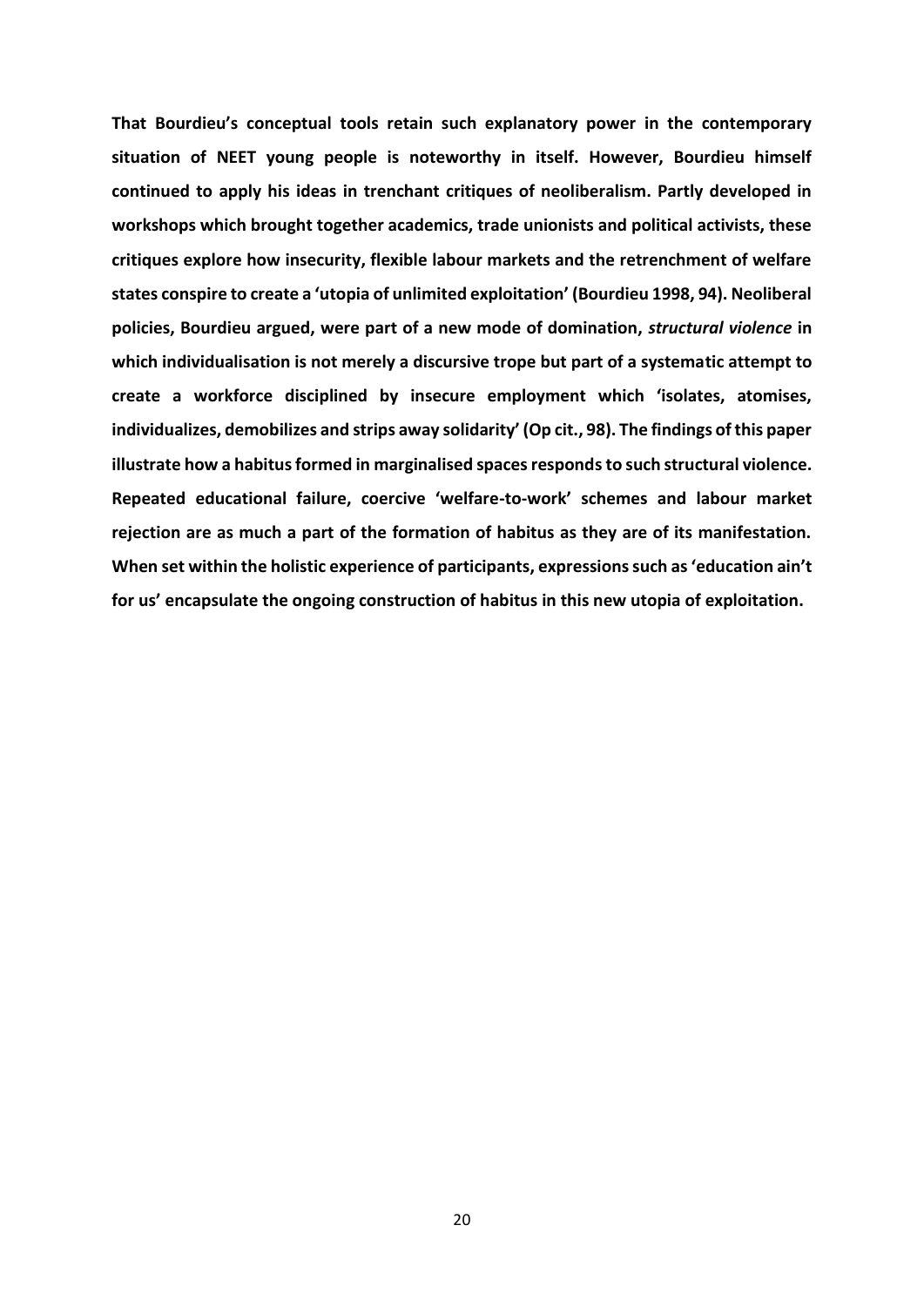**That Bourdieu's conceptual tools retain such explanatory power in the contemporary situation of NEET young people is noteworthy in itself. However, Bourdieu himself continued to apply his ideas in trenchant critiques of neoliberalism. Partly developed in workshops which brought together academics, trade unionists and political activists, these critiques explore how insecurity, flexible labour markets and the retrenchment of welfare states conspire to create a 'utopia of unlimited exploitation' (Bourdieu 1998, 94). Neoliberal policies, Bourdieu argued, were part of a new mode of domination, *structural violence* in which individualisation is not merely a discursive trope but part of a systematic attempt to create a workforce disciplined by insecure employment which 'isolates, atomises, individualizes, demobilizes and strips away solidarity' (Op cit., 98). The findings of this paper illustrate how a habitus formed in marginalised spaces responds to such structural violence. Repeated educational failure, coercive 'welfare-to-work' schemes and labour market rejection are as much a part of the formation of habitus as they are of its manifestation. When set within the holistic experience of participants, expressions such as 'education ain't for us' encapsulate the ongoing construction of habitus in this new utopia of exploitation.**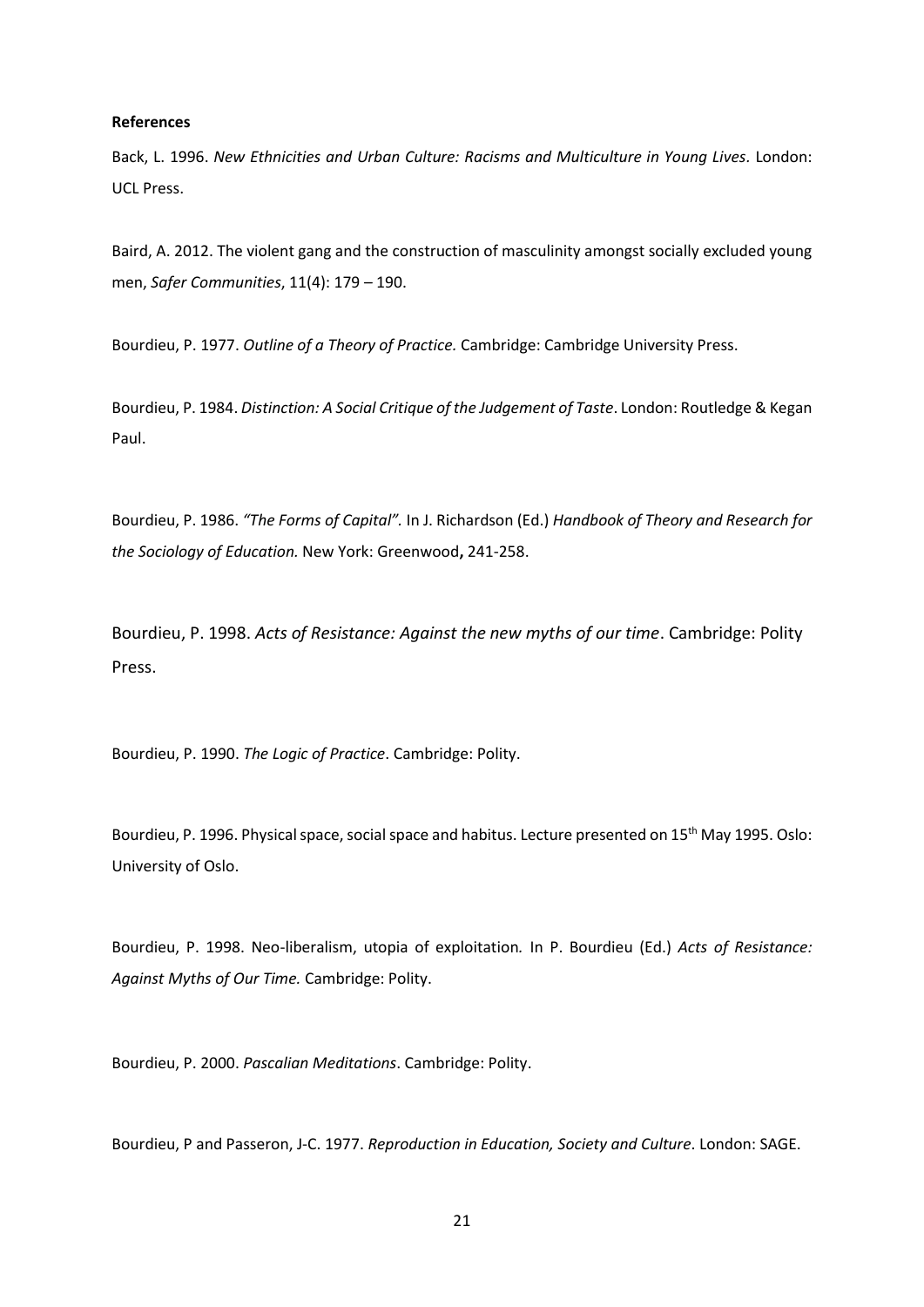**References**

Back, L. 1996. *New Ethnicities and Urban Culture: Racisms and Multiculture in Young Lives*. London: UCL Press.

Baird, A. 2012. The violent gang and the construction of masculinity amongst socially excluded young men, *Safer Communities*, 11(4): 179 – 190.

Bourdieu, P. 1977. *Outline of a Theory of Practice.* Cambridge: Cambridge University Press.

Bourdieu, P. 1984. *Distinction: A Social Critique of the Judgement of Taste*. London: Routledge & Kegan Paul.

Bourdieu, P. 1986. *"The Forms of Capital".* In J. Richardson (Ed.) *Handbook of Theory and Research for the Sociology of Education.* New York: Greenwood**,** 241-258.

Bourdieu, P. 1998. *Acts of Resistance: Against the new myths of our time*. Cambridge: Polity Press.

Bourdieu, P. 1990. *The Logic of Practice*. Cambridge: Polity.

Bourdieu, P. 1996. Physical space, social space and habitus. Lecture presented on 15th May 1995. Oslo: University of Oslo.

Bourdieu, P. 1998. Neo-liberalism, utopia of exploitation*.* In P. Bourdieu (Ed.) *Acts of Resistance: Against Myths of Our Time.* Cambridge: Polity.

Bourdieu, P. 2000. *Pascalian Meditations*. Cambridge: Polity.

Bourdieu, P and Passeron, J-C. 1977. *Reproduction in Education, Society and Culture*. London: SAGE.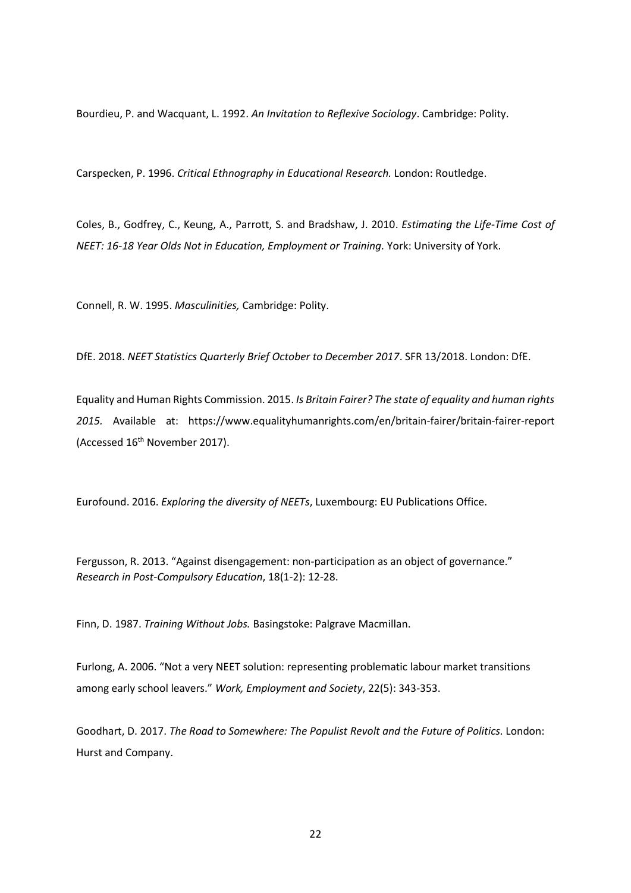Bourdieu, P. and Wacquant, L. 1992. *An Invitation to Reflexive Sociology*. Cambridge: Polity.

Carspecken, P. 1996. *Critical Ethnography in Educational Research.* London: Routledge.

Coles, B., Godfrey, C., Keung, A., Parrott, S. and Bradshaw, J. 2010. *Estimating the Life-Time Cost of NEET: 16-18 Year Olds Not in Education, Employment or Training.* York: University of York.

Connell, R. W. 1995. *Masculinities,* Cambridge: Polity.

DfE. 2018. *NEET Statistics Quarterly Brief October to December 2017*. SFR 13/2018. London: DfE.

Equality and Human Rights Commission. 2015. *Is Britain Fairer? The state of equality and human rights 2015.* Available at: https://www.equalityhumanrights.com/en/britain-fairer/britain-fairer-report (Accessed 16th November 2017).

Eurofound. 2016. *Exploring the diversity of NEETs*, Luxembourg: EU Publications Office.

Fergusson, R. 2013. "Against disengagement: non-participation as an object of governance." *Research in Post-Compulsory Education*, 18(1-2): 12-28.

Finn, D. 1987. *Training Without Jobs.* Basingstoke: Palgrave Macmillan.

Furlong, A. 2006. "Not a very NEET solution: representing problematic labour market transitions among early school leavers." *Work, Employment and Society*, 22(5): 343-353.

Goodhart, D. 2017. *The Road to Somewhere: The Populist Revolt and the Future of Politics.* London: Hurst and Company.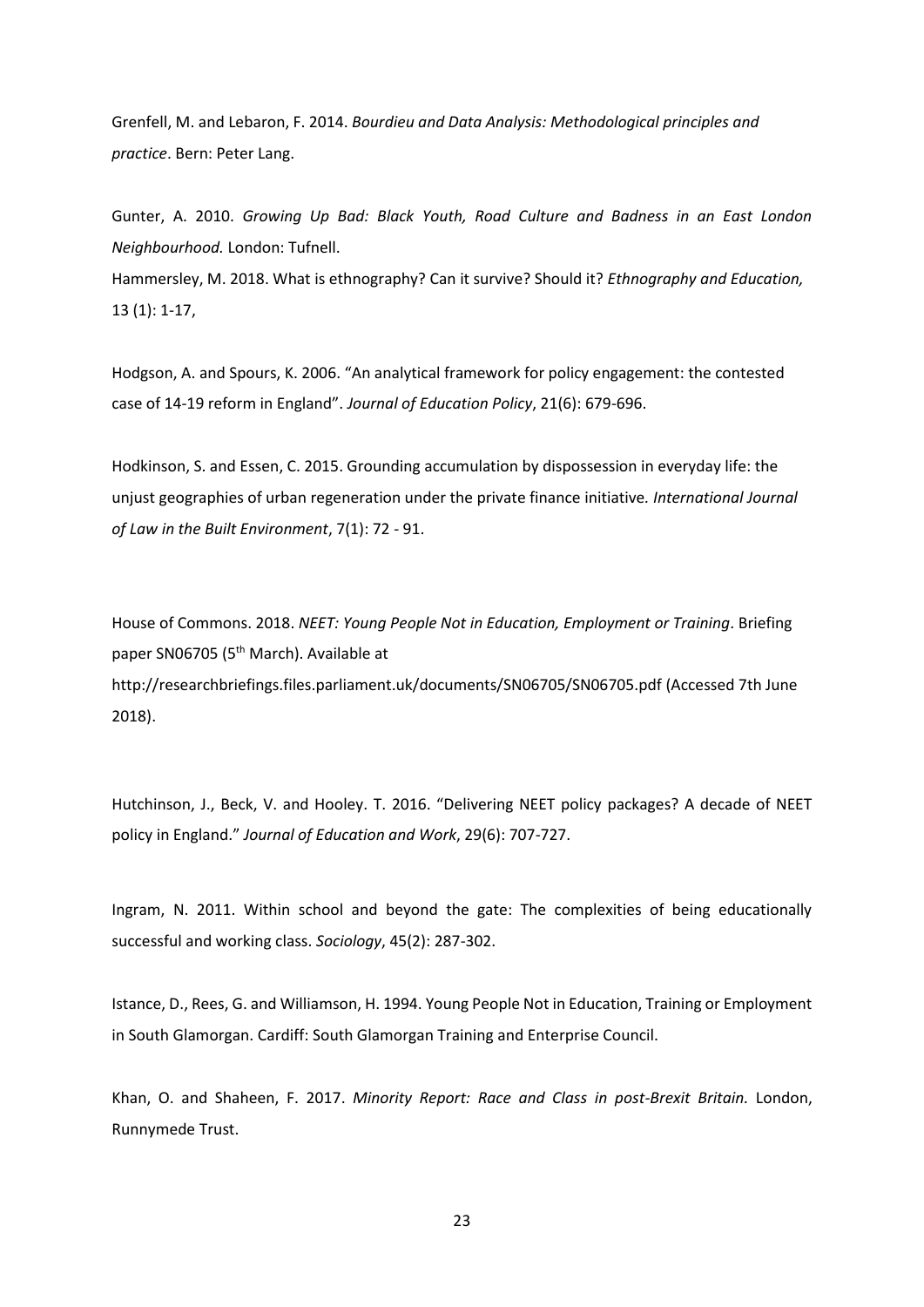Grenfell, M. and Lebaron, F. 2014. *Bourdieu and Data Analysis: Methodological principles and practice*. Bern: Peter Lang.

Gunter, A. 2010. *Growing Up Bad: Black Youth, Road Culture and Badness in an East London Neighbourhood.* London: Tufnell.

Hammersley, M. 2018. What is ethnography? Can it survive? Should it? *Ethnography and Education,* 13 (1): 1-17,

Hodgson, A. and Spours, K. 2006. "An analytical framework for policy engagement: the contested case of 14-19 reform in England". *Journal of Education Policy*, 21(6): 679-696.

Hodkinson, S. and Essen, C. 2015. Grounding accumulation by dispossession in everyday life: the unjust geographies of urban regeneration under the private finance initiative*. International Journal of Law in the Built Environment*, 7(1): 72 - 91.

House of Commons. 2018. *NEET: Young People Not in Education, Employment or Training*. Briefing paper SN06705 (5th March). Available at http://researchbriefings.files.parliament.uk/documents/SN06705/SN06705.pdf (Accessed 7th June 2018).

Hutchinson, J., Beck, V. and Hooley. T. 2016. "Delivering NEET policy packages? A decade of NEET policy in England." *Journal of Education and Work*, 29(6): 707-727.

Ingram, N. 2011. Within school and beyond the gate: The complexities of being educationally successful and working class. *Sociology*, 45(2): 287-302.

Istance, D., Rees, G. and Williamson, H. 1994. Young People Not in Education, Training or Employment in South Glamorgan. Cardiff: South Glamorgan Training and Enterprise Council.

Khan, O. and Shaheen, F. 2017. *Minority Report: Race and Class in post-Brexit Britain.* London, Runnymede Trust.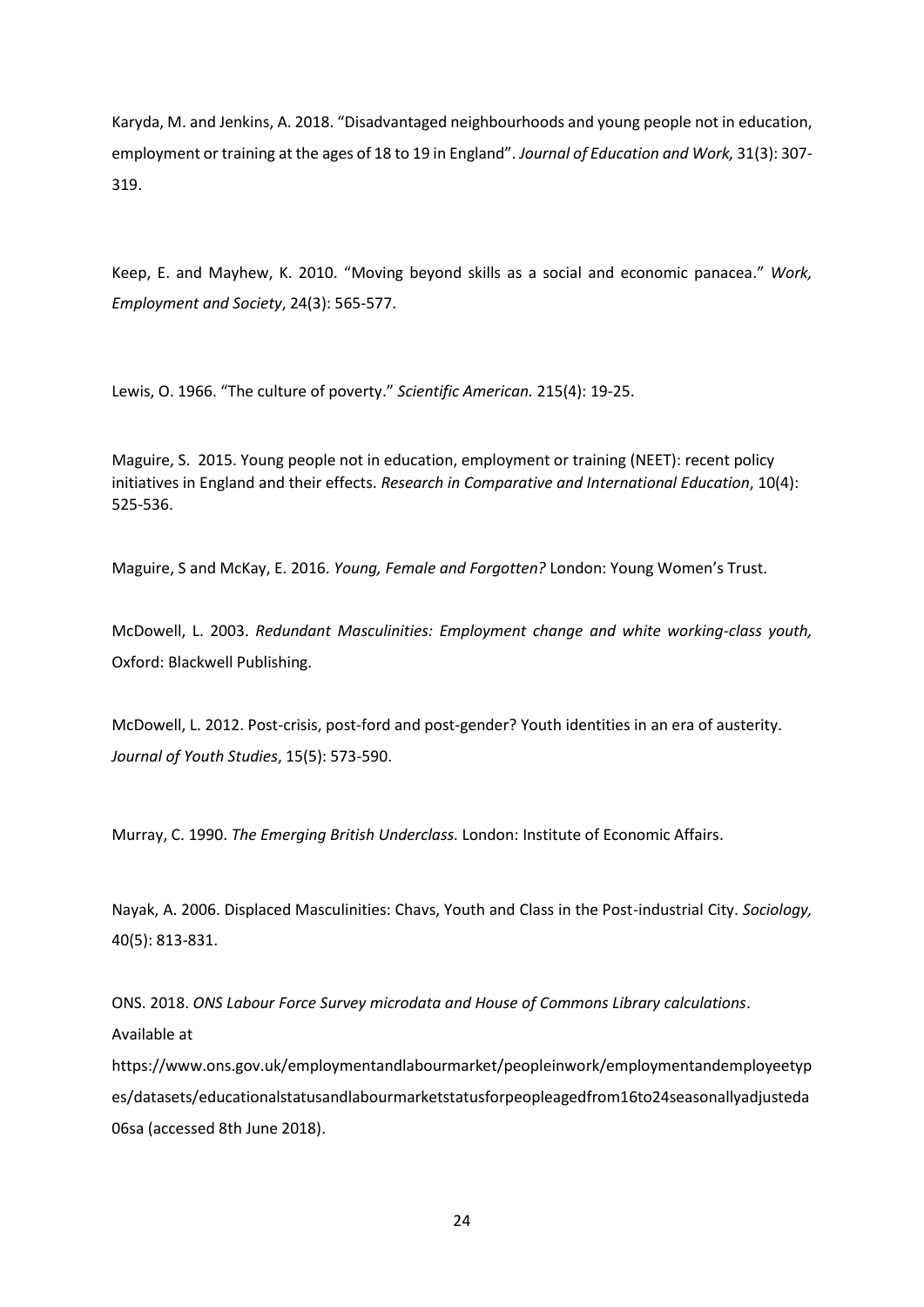Karyda, M. and Jenkins, A. 2018. “Disadvantaged neighbourhoods and young people not in education, employment or training at the ages of 18 to 19 in England”. *Journal of Education and Work,* 31(3): 307-319.

Keep, E. and Mayhew, K. 2010. “Moving beyond skills as a social and economic panacea.” *Work, Employment and Society*, 24(3): 565-577.

Lewis, O. 1966. “The culture of poverty.” *Scientific American.* 215(4): 19-25.

Maguire, S. 2015. Young people not in education, employment or training (NEET): recent policy initiatives in England and their effects. *Research in Comparative and International Education*, 10(4): 525-536.

Maguire, S and McKay, E. 2016. *Young, Female and Forgotten?* London: Young Women’s Trust.

McDowell, L. 2003. *Redundant Masculinities: Employment change and white working-class youth,* Oxford: Blackwell Publishing.

McDowell, L. 2012. Post-crisis, post-ford and post-gender? Youth identities in an era of austerity. *Journal of Youth Studies*, 15(5): 573-590.

Murray, C. 1990. *The Emerging British Underclass.* London: Institute of Economic Affairs.

Nayak, A. 2006. Displaced Masculinities: Chavs, Youth and Class in the Post-industrial City. *Sociology,* 40(5): 813-831.

ONS. 2018. *ONS Labour Force Survey microdata and House of Commons Library calculations*. Available at https://www.ons.gov.uk/employmentandlabourmarket/peopleinwork/employmentandemployeetypes/datasets/educationalstatusandlabourmarketstatusforpeopleagedfrom16to24seasonallyadjusteda06sa (accessed 8th June 2018).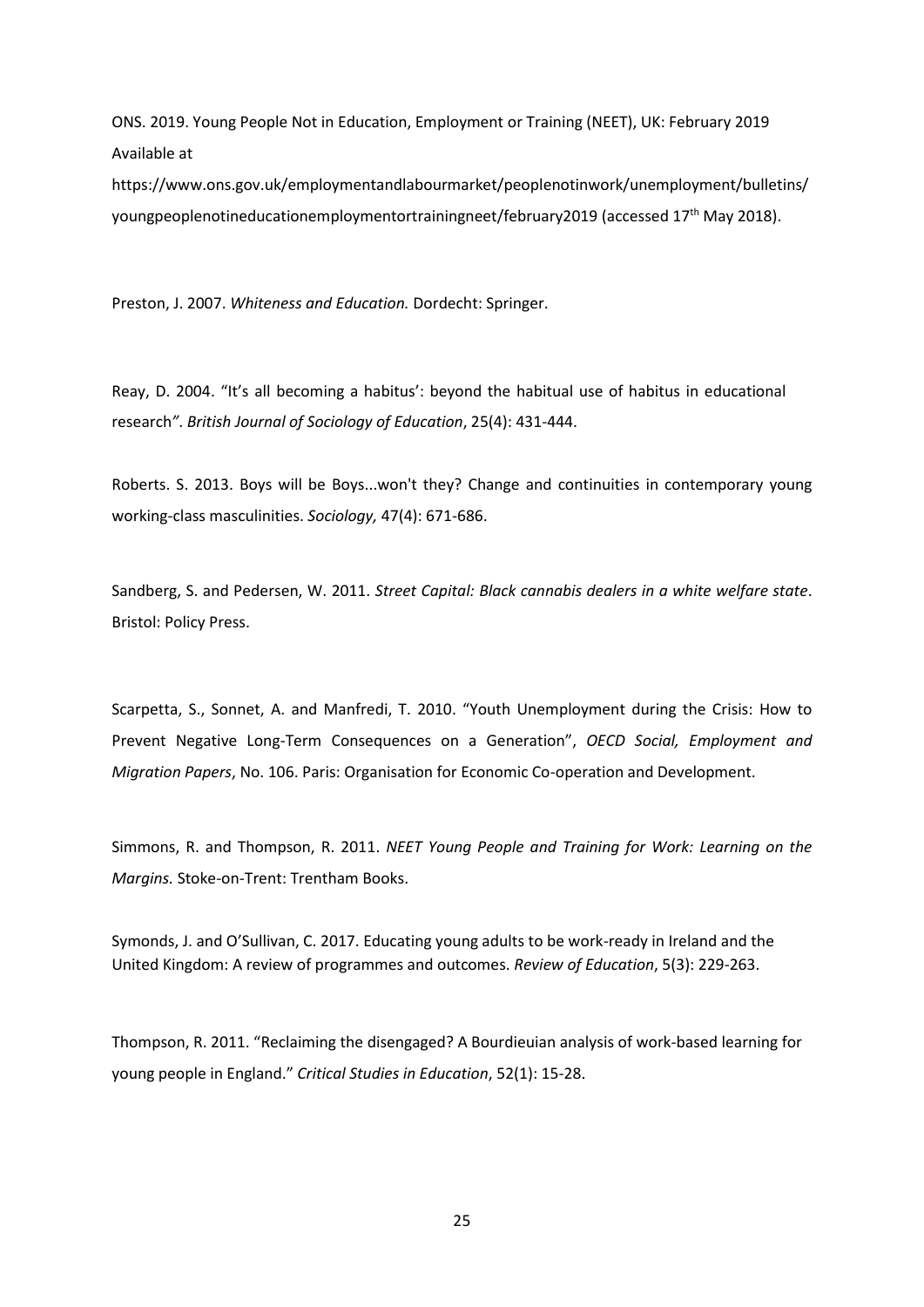ONS. 2019. Young People Not in Education, Employment or Training (NEET), UK: February 2019 Available at https://www.ons.gov.uk/employmentandlabourmarket/peoplenotinwork/unemployment/bulletins/youngpeoplenotineducationemploymentortrainingneet/february2019 (accessed 17th May 2018).

Preston, J. 2007. *Whiteness and Education.* Dordecht: Springer.

Reay, D. 2004. "It's all becoming a habitus': beyond the habitual use of habitus in educational research". *British Journal of Sociology of Education*, 25(4): 431-444.

Roberts. S. 2013. Boys will be Boys...won't they? Change and continuities in contemporary young working-class masculinities. *Sociology,* 47(4): 671-686.

Sandberg, S. and Pedersen, W. 2011. *Street Capital: Black cannabis dealers in a white welfare state*. Bristol: Policy Press.

Scarpetta, S., Sonnet, A. and Manfredi, T. 2010. "Youth Unemployment during the Crisis: How to Prevent Negative Long-Term Consequences on a Generation", *OECD Social, Employment and Migration Papers*, No. 106. Paris: Organisation for Economic Co-operation and Development.

Simmons, R. and Thompson, R. 2011. *NEET Young People and Training for Work: Learning on the Margins.* Stoke-on-Trent: Trentham Books.

Symonds, J. and O'Sullivan, C. 2017. Educating young adults to be work-ready in Ireland and the United Kingdom: A review of programmes and outcomes. *Review of Education*, 5(3): 229-263.

Thompson, R. 2011. "Reclaiming the disengaged? A Bourdieuian analysis of work-based learning for young people in England." *Critical Studies in Education*, 52(1): 15-28.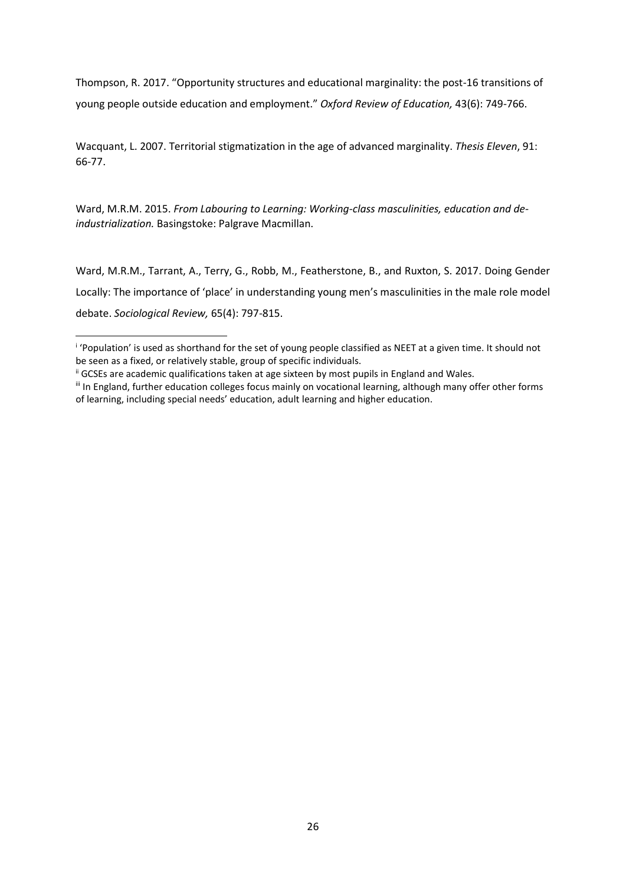Thompson, R. 2017. "Opportunity structures and educational marginality: the post-16 transitions of young people outside education and employment." *Oxford Review of Education,* 43(6): 749-766.

Wacquant, L. 2007. Territorial stigmatization in the age of advanced marginality. *Thesis Eleven*, 91: 66-77.

Ward, M.R.M. 2015. *From Labouring to Learning: Working-class masculinities, education and de-industrialization.* Basingstoke: Palgrave Macmillan.

Ward, M.R.M., Tarrant, A., Terry, G., Robb, M., Featherstone, B., and Ruxton, S. 2017. Doing Gender Locally: The importance of 'place' in understanding young men's masculinities in the male role model debate. *Sociological Review,* 65(4): 797-815.

---

[i] 'Population' is used as shorthand for the set of young people classified as NEET at a given time. It should not be seen as a fixed, or relatively stable, group of specific individuals.

[ii] GCSEs are academic qualifications taken at age sixteen by most pupils in England and Wales.

[iii] In England, further education colleges focus mainly on vocational learning, although many offer other forms of learning, including special needs' education, adult learning and higher education.